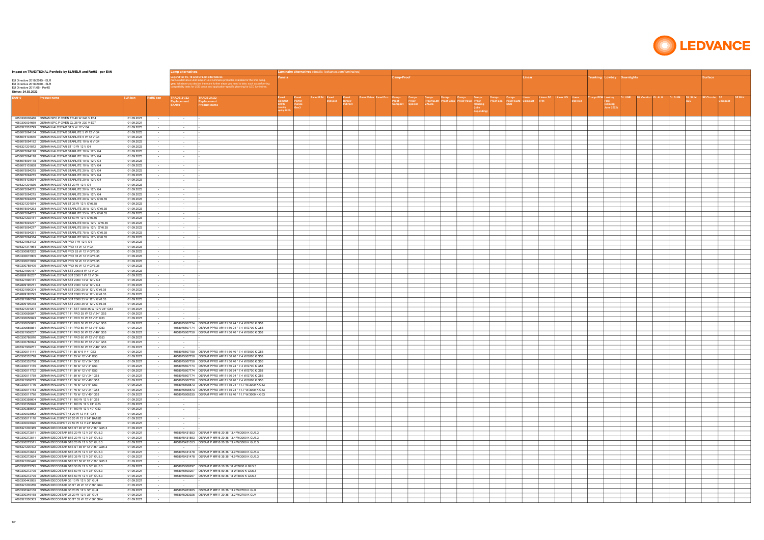**Impact on TRADITIONAL Portfolio by SLR/ELR and RoHS - per EAN**

EU Directive 2019/2015 - ELR
EU Directive 2019/2020 - SLR
EU Directive 2011/65 - RoHS
Status: 24.02.2022

**Lamp alternatives**

Legend for T5, T8 and CFLpin alternatives:
no: No alternative LED lamp or LED luminaire product is available for the time being.
yes: Whichever you decide, there are further steps you need to take, such as performing compatibility tests for LED lamps and application-specific planning for LED luminaires.

**Luminaire alternatives** (details: ledvance.com/luminaires)

| | | | | Lamp alternatives | | Panels | | | | | | | Damp-Proof | | | | | | | | Linear | | | | Trunking | Lowbay | Downlights | | | | | Surface | | |
|---|---|---|---|---|---|---|---|---|---|---|---|---|---|---|---|---|---|---|---|---|---|---|---|---|---|---|---|---|---|---|---|---|---|---|
| EAN10 | Product name | SLR ban | RoHS ban | TRADE 21/22 Replacement EAN10 | TRADE 21/22 Replacement Product name | Panel Comfort CR90 (coming spring 2022) | Panel Performance Gen3 | Panel IP54 | Panel Indiviled | Panel Direct/Indirect | Panel Value | Panel Eco | Damp-Proof Compact | Damp-Proof Special | Damp-Proof SLIM VALUE | Damp-Proof Gen2 | Damp-Proof Value | Damp-Proof Housing (tube depending) | Damp-Proof Eco | Damp-Proof SLIM ECO | Linear Compact | Linear SF IP44 | Linear UO | Linear Indiviled | Truxys PFM | Lowbay Flex (coming June 2022) | DL UGR | DL Comfort | DL ALU | DL SLIM | DL SLIM ALU | SF Circular | SF Compact | SF BLK |
| 4050300006486 | OSRAM SPC.P OVEN FR 40 W 240 V E14 | 01.09.2021 | - | - | - | | | | | | | | | | | | | | | | | | | | | | | | | | | | | |
| 4050300034669 | OSRAM SPC.P OVEN CL 25 W 230 V E27 | 01.09.2021 | - | - | - | | | | | | | | | | | | | | | | | | | | | | | | | | | | | |
| 4008321201799 | OSRAM HALOSTAR ST 5 W 12 V G4 | 01.09.2023 | - | - | - | | | | | | | | | | | | | | | | | | | | | | | | | | | | | |
| 4058075094154 | OSRAM HALOSTAR STARLITE 5 W 12 V G4 | 01.09.2023 | - | - | - | | | | | | | | | | | | | | | | | | | | | | | | | | | | | |
| 4058075103610 | OSRAM HALOSTAR STARLITE 5 W 12 V G4 | 01.09.2023 | - | - | - | | | | | | | | | | | | | | | | | | | | | | | | | | | | | |
| 4058075094192 | OSRAM HALOSTAR STARLITE 10 W 6 V G4 | 01.09.2023 | - | - | - | | | | | | | | | | | | | | | | | | | | | | | | | | | | | |
| 4008321201812 | OSRAM HALOSTAR ST 10 W 12 V G4 | 01.09.2023 | - | - | - | | | | | | | | | | | | | | | | | | | | | | | | | | | | | |
| 4058075094178 | OSRAM HALOSTAR STARLITE 10 W 12 V G4 | 01.09.2023 | - | - | - | | | | | | | | | | | | | | | | | | | | | | | | | | | | | |
| 4058075094178 | OSRAM HALOSTAR STARLITE 10 W 12 V G4 | 01.09.2023 | - | - | - | | | | | | | | | | | | | | | | | | | | | | | | | | | | | |
| 4058075094178 | OSRAM HALOSTAR STARLITE 10 W 12 V G4 | 01.09.2023 | - | - | - | | | | | | | | | | | | | | | | | | | | | | | | | | | | | |
| 4058075103658 | OSRAM HALOSTAR STARLITE 10 W 12 V G4 | 01.09.2023 | - | - | - | | | | | | | | | | | | | | | | | | | | | | | | | | | | | |
| 4058075094215 | OSRAM HALOSTAR STARLITE 20 W 12 V G4 | 01.09.2023 | - | - | - | | | | | | | | | | | | | | | | | | | | | | | | | | | | | |
| 4058075094215 | OSRAM HALOSTAR STARLITE 20 W 12 V G4 | 01.09.2023 | - | - | - | | | | | | | | | | | | | | | | | | | | | | | | | | | | | |
| 4058075103634 | OSRAM HALOSTAR STARLITE 20 W 12 V G4 | 01.09.2023 | - | - | - | | | | | | | | | | | | | | | | | | | | | | | | | | | | | |
| 4008321201836 | OSRAM HALOSTAR ST 20 W 12 V G4 | 01.09.2023 | - | - | - | | | | | | | | | | | | | | | | | | | | | | | | | | | | | |
| 4058075094215 | OSRAM HALOSTAR STARLITE 20 W 12 V G4 | 01.09.2023 | - | - | - | | | | | | | | | | | | | | | | | | | | | | | | | | | | | |
| 4058075094215 | OSRAM HALOSTAR STARLITE 20 W 12 V G4 | 01.09.2023 | - | - | - | | | | | | | | | | | | | | | | | | | | | | | | | | | | | |
| 4058075094239 | OSRAM HALOSTAR STARLITE 20 W 12 V GY6.35 | 01.09.2023 | - | - | - | | | | | | | | | | | | | | | | | | | | | | | | | | | | | |
| 4008321201874 | OSRAM HALOSTAR ST 35 W 12 V GY6.35 | 01.09.2023 | - | - | - | | | | | | | | | | | | | | | | | | | | | | | | | | | | | |
| 4058075094253 | OSRAM HALOSTAR STARLITE 35 W 12 V GY6.35 | 01.09.2023 | - | - | - | | | | | | | | | | | | | | | | | | | | | | | | | | | | | |
| 4058075094253 | OSRAM HALOSTAR STARLITE 35 W 12 V GY6.35 | 01.09.2023 | - | - | - | | | | | | | | | | | | | | | | | | | | | | | | | | | | | |
| 4008321202161 | OSRAM HALOSTAR ST 50 W 12 V GY6.35 | 01.09.2023 | - | - | - | | | | | | | | | | | | | | | | | | | | | | | | | | | | | |
| 4058075094277 | OSRAM HALOSTAR STARLITE 50 W 12 V GY6.35 | 01.09.2023 | - | - | - | | | | | | | | | | | | | | | | | | | | | | | | | | | | | |
| 4058075094277 | OSRAM HALOSTAR STARLITE 50 W 12 V GY6.35 | 01.09.2023 | - | - | - | | | | | | | | | | | | | | | | | | | | | | | | | | | | | |
| 4058075094291 | OSRAM HALOSTAR STARLITE 75 W 12 V GY6.35 | 01.09.2023 | - | - | - | | | | | | | | | | | | | | | | | | | | | | | | | | | | | |
| 4058075094314 | OSRAM HALOSTAR STARLITE 90 W 12 V GY6.35 | 01.09.2023 | - | - | - | | | | | | | | | | | | | | | | | | | | | | | | | | | | | |
| 4008321983192 | OSRAM HALOSTAR PRO 7 W 12 V G4 | 01.09.2023 | - | - | - | | | | | | | | | | | | | | | | | | | | | | | | | | | | | |
| 4008321317964 | OSRAM HALOSTAR PRO 14 W 12 V G4 | 01.09.2023 | - | - | - | | | | | | | | | | | | | | | | | | | | | | | | | | | | | |
| 4050300987262 | OSRAM HALOSTAR PRO 25 W 12 V GY6.35 | 01.09.2023 | - | - | - | | | | | | | | | | | | | | | | | | | | | | | | | | | | | |
| 4050300615905 | OSRAM HALOSTAR PRO 35 W 12 V GY6.35 | 01.09.2023 | - | - | - | | | | | | | | | | | | | | | | | | | | | | | | | | | | | |
| 4050300615936 | OSRAM HALOSTAR PRO 50 W 12 V GY6.35 | 01.09.2023 | - | - | - | | | | | | | | | | | | | | | | | | | | | | | | | | | | | |
| 4050300785400 | OSRAM HALOSTAR PRO 60 W 12 V GY6.35 | 01.09.2023 | - | - | - | | | | | | | | | | | | | | | | | | | | | | | | | | | | | |
| 4008321990167 | OSRAM HALOSTAR SST 2000 6 W 12 V G4 | 01.09.2023 | - | - | - | | | | | | | | | | | | | | | | | | | | | | | | | | | | | |
| 4052899195257 | OSRAM HALOSTAR SST 2000 7 W 12 V G4 | 01.09.2023 | - | - | - | | | | | | | | | | | | | | | | | | | | | | | | | | | | | |
| 4008321990181 | OSRAM HALOSTAR SST 2000 14 W 12 V G4 | 01.09.2023 | - | - | - | | | | | | | | | | | | | | | | | | | | | | | | | | | | | |
| 4052899195271 | OSRAM HALOSTAR SST 2000 14 W 12 V G4 | 01.09.2023 | - | - | - | | | | | | | | | | | | | | | | | | | | | | | | | | | | | |
| 4008321990204 | OSRAM HALOSTAR SST 2000 25 W 12 V GY6.35 | 01.09.2023 | - | - | - | | | | | | | | | | | | | | | | | | | | | | | | | | | | | |
| 4052899195295 | OSRAM HALOSTAR SST 2000 25 W 12 V GY6.35 | 01.09.2023 | - | - | - | | | | | | | | | | | | | | | | | | | | | | | | | | | | | |
| 4008321990228 | OSRAM HALOSTAR SST 2000 35 W 12 V GY6.35 | 01.09.2023 | - | - | - | | | | | | | | | | | | | | | | | | | | | | | | | | | | | |
| 4052899195318 | OSRAM HALOSTAR SST 2000 35 W 12 V GY6.35 | 01.09.2023 | - | - | - | | | | | | | | | | | | | | | | | | | | | | | | | | | | | |
| 4008321201201 | OSRAM HALOSPOT 111 SST 4000 35 W 12 V 24° G53 | 01.09.2021 | - | - | - | | | | | | | | | | | | | | | | | | | | | | | | | | | | | |
| 4050300656847 | OSRAM HALOSPOT 111 PRO 35 W 12 V 24° G53 | 01.09.2021 | - | - | - | | | | | | | | | | | | | | | | | | | | | | | | | | | | | |
| 4050300656823 | OSRAM HALOSPOT 111 PRO 35 W 12 V 6° G53 | 01.09.2021 | - | - | - | | | | | | | | | | | | | | | | | | | | | | | | | | | | | |
| 4050300656885 | OSRAM HALOSPOT 111 PRO 50 W 12 V 24° G53 | 01.09.2021 | - | 4058075607774 | OSRAM PPRO AR111 50 24 ° 7.4 W/2700 K G53 | | | | | | | | | | | | | | | | | | | | | | | | | | | | | |
| 4050300656861 | OSRAM HALOSPOT 111 PRO 50 W 12 V 6° G53 | 01.09.2021 | - | 4058075607774 | OSRAM PPRO AR111 50 24 ° 7.4 W/2700 K G53 | | | | | | | | | | | | | | | | | | | | | | | | | | | | | |
| 4008321909237 | OSRAM HALOSPOT 111 PRO 50 W 12 V 40° G53 | 01.09.2021 | - | 4058075607750 | OSRAM PPRO AR111 50 40 ° 7.4 W/3000 K G53 | | | | | | | | | | | | | | | | | | | | | | | | | | | | | |
| 4050300786070 | OSRAM HALOSPOT 111 PRO 60 W 12 V 6° G53 | 01.09.2021 | - | - | - | | | | | | | | | | | | | | | | | | | | | | | | | | | | | |
| 4050300786094 | OSRAM HALOSPOT 111 PRO 60 W 12 V 24° G53 | 01.09.2021 | - | - | - | | | | | | | | | | | | | | | | | | | | | | | | | | | | | |
| 4008321909251 | OSRAM HALOSPOT 111 PRO 60 W 12 V 40° G53 | 01.09.2021 | - | - | - | | | | | | | | | | | | | | | | | | | | | | | | | | | | | |
| 4050300011141 | OSRAM HALOSPOT 111 35 W 6 V 4° G53 | 01.09.2021 | - | 4058075607750 | OSRAM PPRO AR111 50 40 ° 7.4 W/3000 K G53 | | | | | | | | | | | | | | | | | | | | | | | | | | | | | |
| 4050300335728 | OSRAM HALOSPOT 111 35 W 12 V 4° G53 | 01.09.2021 | - | 4058075607750 | OSRAM PPRO AR111 50 40 ° 7.4 W/3000 K G53 | | | | | | | | | | | | | | | | | | | | | | | | | | | | | |
| 4050300335766 | OSRAM HALOSPOT 111 35 W 12 V 24° G53 | 01.09.2021 | - | 4058075607750 | OSRAM PPRO AR111 50 40 ° 7.4 W/3000 K G53 | | | | | | | | | | | | | | | | | | | | | | | | | | | | | |
| 4050300011165 | OSRAM HALOSPOT 111 50 W 12 V 4° G53 | 01.09.2021 | - | 4058075607774 | OSRAM PPRO AR111 50 24 ° 7.4 W/2700 K G53 | | | | | | | | | | | | | | | | | | | | | | | | | | | | | |
| 4050300011752 | OSRAM HALOSPOT 111 50 W 12 V 6° G53 | 01.09.2021 | - | 4058075607774 | OSRAM PPRO AR111 50 24 ° 7.4 W/2700 K G53 | | | | | | | | | | | | | | | | | | | | | | | | | | | | | |
| 4050300011769 | OSRAM HALOSPOT 111 50 W 12 V 24° G53 | 01.09.2021 | - | 4058075607774 | OSRAM PPRO AR111 50 24 ° 7.4 W/2700 K G53 | | | | | | | | | | | | | | | | | | | | | | | | | | | | | |
| 4008321909213 | OSRAM HALOSPOT 111 50 W 12 V 40° G53 | 01.09.2021 | - | 4058075607750 | OSRAM PPRO AR111 50 40 ° 7.4 W/3000 K G53 | | | | | | | | | | | | | | | | | | | | | | | | | | | | | |
| 4050300011776 | OSRAM HALOSPOT 111 75 W 12 V 6° G53 | 01.09.2021 | - | 4058075608573 | OSRAM PPRO AR111 75 24 ° 11.7 W/3000 K G53 | | | | | | | | | | | | | | | | | | | | | | | | | | | | | |
| 4050300011783 | OSRAM HALOSPOT 111 75 W 12 V 24° G53 | 01.09.2021 | - | 4058075608573 | OSRAM PPRO AR111 75 24 ° 11.7 W/3000 K G53 | | | | | | | | | | | | | | | | | | | | | | | | | | | | | |
| 4050300011790 | OSRAM HALOSPOT 111 75 W 12 V 40° G53 | 01.09.2021 | - | 4058075608535 | OSRAM PPRO AR111 75 40 ° 11.7 W/3000 K G53 | | | | | | | | | | | | | | | | | | | | | | | | | | | | | |
| 4050300358604 | OSRAM HALOSPOT 111 100 W 12 V 6° G53 | 01.09.2021 | - | - | - | | | | | | | | | | | | | | | | | | | | | | | | | | | | | |
| 4050300358628 | OSRAM HALOSPOT 111 100 W 12 V 24° G53 | 01.09.2021 | - | - | - | | | | | | | | | | | | | | | | | | | | | | | | | | | | | |
| 4050300358642 | OSRAM HALOSPOT 111 100 W 12 V 40° G53 | 01.09.2021 | - | - | - | | | | | | | | | | | | | | | | | | | | | | | | | | | | | |
| 4050300003962 | OSRAM HALOSPOT 48 20 W 12 V 8° GY4 | 01.09.2021 | - | - | - | | | | | | | | | | | | | | | | | | | | | | | | | | | | | |
| 4050300011110 | OSRAM HALOSPOT 70 20 W 12 V 24° BA15D | 01.09.2021 | - | - | - | | | | | | | | | | | | | | | | | | | | | | | | | | | | | |
| 4050300004020 | OSRAM HALOSPOT 70 50 W 12 V 24° BA15D | 01.09.2021 | - | - | - | | | | | | | | | | | | | | | | | | | | | | | | | | | | | |
| 4008321200389 | OSRAM DECOSTAR 51S ST 20 W 12 V 36° GU5.3 | 01.09.2021 | - | - | - | | | | | | | | | | | | | | | | | | | | | | | | | | | | | |
| 4050300272511 | OSRAM DECOSTAR 51S 20 W 12 V 36° GU5.3 | 01.09.2021 | - | 4058075431553 | OSRAM P MR16 20 36 ° 3.4 W/3000 K GU5.3 | | | | | | | | | | | | | | | | | | | | | | | | | | | | | |
| 4050300272511 | OSRAM DECOSTAR 51S 20 W 12 V 36° GU5.3 | 01.09.2021 | - | 4058075431553 | OSRAM P MR16 20 36 ° 3.4 W/3000 K GU5.3 | | | | | | | | | | | | | | | | | | | | | | | | | | | | | |
| 4050300272511 | OSRAM DECOSTAR 51S 20 W 12 V 36° GU5.3 | 01.09.2021 | - | 4058075431553 | OSRAM P MR16 20 36 ° 3.4 W/3000 K GU5.3 | | | | | | | | | | | | | | | | | | | | | | | | | | | | | |
| 4008321200402 | OSRAM DECOSTAR 51S ST 35 W 12 V 36° GU5.3 | 01.09.2021 | - | - | - | | | | | | | | | | | | | | | | | | | | | | | | | | | | | |
| 4050300272634 | OSRAM DECOSTAR 51S 35 W 12 V 36° GU5.3 | 01.09.2021 | - | 4058075431478 | OSRAM P MR16 35 36 ° 4.9 W/3000 K GU5.3 | | | | | | | | | | | | | | | | | | | | | | | | | | | | | |
| 4050300272634 | OSRAM DECOSTAR 51S 35 W 12 V 36° GU5.3 | 01.09.2021 | - | 4058075431478 | OSRAM P MR16 35 36 ° 4.9 W/3000 K GU5.3 | | | | | | | | | | | | | | | | | | | | | | | | | | | | | |
| 4008321200440 | OSRAM DECOSTAR 51S ST 50 W 12 V 36° GU5.3 | 01.09.2021 | - | - | - | | | | | | | | | | | | | | | | | | | | | | | | | | | | | |
| 4050300272795 | OSRAM DECOSTAR 51S 50 W 12 V 36° GU5.3 | 01.09.2021 | - | 4058075609297 | OSRAM P MR16 50 36 ° 8 W/3000 K GU5.3 | | | | | | | | | | | | | | | | | | | | | | | | | | | | | |
| 4050300272795 | OSRAM DECOSTAR 51S 50 W 12 V 36° GU5.3 | 01.09.2021 | - | 4058075609297 | OSRAM P MR16 50 36 ° 8 W/3000 K GU5.3 | | | | | | | | | | | | | | | | | | | | | | | | | | | | | |
| 4050300272795 | OSRAM DECOSTAR 51S 50 W 12 V 36° GU5.3 | 01.09.2021 | - | 4058075609297 | OSRAM P MR16 50 36 ° 8 W/3000 K GU5.3 | | | | | | | | | | | | | | | | | | | | | | | | | | | | | |
| 4050300443935 | OSRAM DECOSTAR 35 10 W 12 V 36° GU4 | 01.09.2021 | - | - | - | | | | | | | | | | | | | | | | | | | | | | | | | | | | | |
| 4008321200266 | OSRAM DECOSTAR 35 ST 20 W 12 V 36° GU4 | 01.09.2021 | - | - | - | | | | | | | | | | | | | | | | | | | | | | | | | | | | | |
| 4050300346168 | OSRAM DECOSTAR 35 20 W 12 V 36° GU4 | 01.09.2021 | - | 4058075263925 | OSRAM P MR11 20 36 ° 3.2 W/2700 K GU4 | | | | | | | | | | | | | | | | | | | | | | | | | | | | | |
| 4050300346168 | OSRAM DECOSTAR 35 20 W 12 V 36° GU4 | 01.09.2021 | - | 4058075263925 | OSRAM P MR11 20 36 ° 3.2 W/2700 K GU4 | | | | | | | | | | | | | | | | | | | | | | | | | | | | | |
| 4008321200303 | OSRAM DECOSTAR 35 ST 35 W 12 V 36° GU4 | 01.09.2021 | - | - | - | | | | | | | | | | | | | | | | | | | | | | | | | | | | | |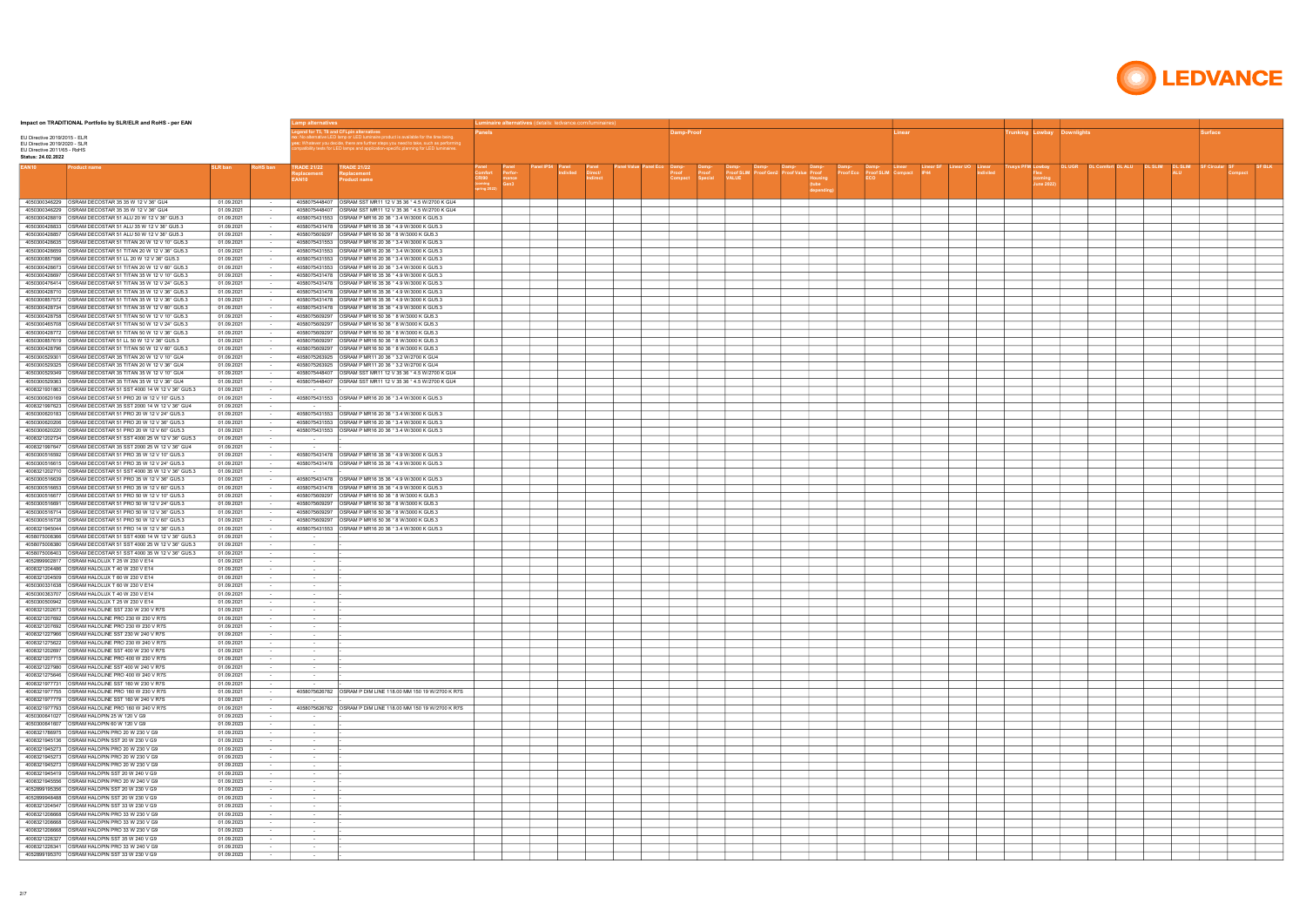# Impact on TRADITIONAL Portfolio by SLR/ELR and RoHS - per EAN

EU Directive 2019/2015 - ELR
EU Directive 2019/2020 - SLR
EU Directive 2011/65 - RoHS
**Status: 24.02.2022**

**Lamp alternatives**

Legend for T5, T8 and CFLpin alternatives:
no: No alternative LED lamp or LED luminaire product is available for the time being
yes: Whatever you decide, there are further steps you need to take, such as performing compatibility tests for LED lamps and application-specific planning for LED luminaires.

**Luminaire alternatives** (details: ledvance.com/luminaires)

All luminaire alternative columns on this page are empty. These columns are: Panels (Panel Comfort CRI90 (coming spring 2022), Panel Performance Gen3, Panel IP54, Panel Individual, Panel Direct/Indirect, Panel Value, Panel Eco), Damp-Proof (Damp-Proof Compact, Damp-Proof Special, Damp-Proof SLIM VALUE, Damp-Proof Gen2, Damp-Proof Value, Damp-Proof Housing (tube depending), Damp-Proof Eco, Damp-Proof SLIM ECO), Linear (Linear Compact, Linear SF IP44, Linear UO, Linear Individual), Trunking (Truxys PFM), Lowbay (Lowbay Flex (coming June 2022)), Downlights (DL UGR, DL Comfort, DL ALU, DL SLIM, DL SLIM ALU) and Surface (SF Circular, SF Compact, SF BLK).

| EAN10 | Product name | SLR ban | RoHS ban | TRADE 21/22 Replacement EAN10 | TRADE 21/22 Replacement Product name |
|---|---|---|---|---|---|
| 4050300346229 | OSRAM DECOSTAR 35 35 W 12 V 36° GU4 | 01.09.2021 | - | 4058075448407 | OSRAM SST MR11 12 V 35 36 ° 4.5 W/2700 K GU4 |
| 4050300346229 | OSRAM DECOSTAR 35 35 W 12 V 36° GU4 | 01.09.2021 | - | 4058075448407 | OSRAM SST MR11 12 V 35 36 ° 4.5 W/2700 K GU4 |
| 4050300428819 | OSRAM DECOSTAR 51 ALU 20 W 12 V 36° GU5.3 | 01.09.2021 | - | 4058075431553 | OSRAM P MR16 20 36 ° 3.4 W/3000 K GU5.3 |
| 4050300428833 | OSRAM DECOSTAR 51 ALU 35 W 12 V 36° GU5.3 | 01.09.2021 | - | 4058075431478 | OSRAM P MR16 35 36 ° 4.9 W/3000 K GU5.3 |
| 4050300428857 | OSRAM DECOSTAR 51 ALU 50 W 12 V 36° GU5.3 | 01.09.2021 | - | 4058075609297 | OSRAM P MR16 50 36 ° 8 W/3000 K GU5.3 |
| 4050300428635 | OSRAM DECOSTAR 51 TITAN 20 W 12 V 10° GU5.3 | 01.09.2021 | - | 4058075431553 | OSRAM P MR16 20 36 ° 3.4 W/3000 K GU5.3 |
| 4050300428659 | OSRAM DECOSTAR 51 TITAN 20 W 12 V 36° GU5.3 | 01.09.2021 | - | 4058075431553 | OSRAM P MR16 20 36 ° 3.4 W/3000 K GU5.3 |
| 4050300857596 | OSRAM DECOSTAR 51 LL 20 W 12 V 36° GU5.3 | 01.09.2021 | - | 4058075431553 | OSRAM P MR16 20 36 ° 3.4 W/3000 K GU5.3 |
| 4050300428673 | OSRAM DECOSTAR 51 TITAN 20 W 12 V 60° GU5.3 | 01.09.2021 | - | 4058075431553 | OSRAM P MR16 20 36 ° 3.4 W/3000 K GU5.3 |
| 4050300428697 | OSRAM DECOSTAR 51 TITAN 35 W 12 V 10° GU5.3 | 01.09.2021 | - | 4058075431478 | OSRAM P MR16 35 36 ° 4.9 W/3000 K GU5.3 |
| 4050300476414 | OSRAM DECOSTAR 51 TITAN 35 W 12 V 24° GU5.3 | 01.09.2021 | - | 4058075431478 | OSRAM P MR16 35 36 ° 4.9 W/3000 K GU5.3 |
| 4050300428710 | OSRAM DECOSTAR 51 TITAN 35 W 12 V 36° GU5.3 | 01.09.2021 | - | 4058075431478 | OSRAM P MR16 35 36 ° 4.9 W/3000 K GU5.3 |
| 4050300857572 | OSRAM DECOSTAR 51 TITAN 35 W 12 V 36° GU5.3 | 01.09.2021 | - | 4058075431478 | OSRAM P MR16 35 36 ° 4.9 W/3000 K GU5.3 |
| 4050300428734 | OSRAM DECOSTAR 51 TITAN 35 W 12 V 60° GU5.3 | 01.09.2021 | - | 4058075431478 | OSRAM P MR16 35 36 ° 4.9 W/3000 K GU5.3 |
| 4050300428758 | OSRAM DECOSTAR 51 TITAN 50 W 12 V 10° GU5.3 | 01.09.2021 | - | 4058075609297 | OSRAM P MR16 50 36 ° 8 W/3000 K GU5.3 |
| 4050300465708 | OSRAM DECOSTAR 51 TITAN 50 W 12 V 24° GU5.3 | 01.09.2021 | - | 4058075609297 | OSRAM P MR16 50 36 ° 8 W/3000 K GU5.3 |
| 4050300428772 | OSRAM DECOSTAR 51 TITAN 50 W 12 V 36° GU5.3 | 01.09.2021 | - | 4058075609297 | OSRAM P MR16 50 36 ° 8 W/3000 K GU5.3 |
| 4050300857619 | OSRAM DECOSTAR 51 LL 50 W 12 V 36° GU5.3 | 01.09.2021 | - | 4058075609297 | OSRAM P MR16 50 36 ° 8 W/3000 K GU5.3 |
| 4050300428796 | OSRAM DECOSTAR 51 TITAN 50 W 12 V 60° GU5.3 | 01.09.2021 | - | 4058075609297 | OSRAM P MR16 50 36 ° 8 W/3000 K GU5.3 |
| 4050300529301 | OSRAM DECOSTAR 35 TITAN 20 W 12 V 10° GU4 | 01.09.2021 | - | 4058075263925 | OSRAM P MR11 20 36 ° 3.2 W/2700 K GU4 |
| 4050300529325 | OSRAM DECOSTAR 35 TITAN 20 W 12 V 36° GU4 | 01.09.2021 | - | 4058075263925 | OSRAM P MR11 20 36 ° 3.2 W/2700 K GU4 |
| 4050300529349 | OSRAM DECOSTAR 35 TITAN 35 W 12 V 10° GU4 | 01.09.2021 | - | 4058075448407 | OSRAM SST MR11 12 V 35 36 ° 4.5 W/2700 K GU4 |
| 4050300529363 | OSRAM DECOSTAR 35 TITAN 35 W 12 V 36° GU4 | 01.09.2021 | - | 4058075448407 | OSRAM SST MR11 12 V 35 36 ° 4.5 W/2700 K GU4 |
| 4008321931863 | OSRAM DECOSTAR 51 SST 4000 14 W 12 V 36° GU5.3 | 01.09.2021 | - | - | |
| 4050300620169 | OSRAM DECOSTAR 51 PRO 20 W 12 V 10° GU5.3 | 01.09.2021 | - | 4058075431553 | OSRAM P MR16 20 36 ° 3.4 W/3000 K GU5.3 |
| 4008321997623 | OSRAM DECOSTAR 35 SST 2000 14 W 12 V 36° GU4 | 01.09.2021 | - | - | |
| 4050300620183 | OSRAM DECOSTAR 51 PRO 20 W 12 V 24° GU5.3 | 01.09.2021 | - | 4058075431553 | OSRAM P MR16 20 36 ° 3.4 W/3000 K GU5.3 |
| 4050300620206 | OSRAM DECOSTAR 51 PRO 20 W 12 V 36° GU5.3 | 01.09.2021 | - | 4058075431553 | OSRAM P MR16 20 36 ° 3.4 W/3000 K GU5.3 |
| 4050300620220 | OSRAM DECOSTAR 51 PRO 20 W 12 V 60° GU5.3 | 01.09.2021 | - | 4058075431553 | OSRAM P MR16 20 36 ° 3.4 W/3000 K GU5.3 |
| 4008321202734 | OSRAM DECOSTAR 51 SST 4000 25 W 12 V 36° GU5.3 | 01.09.2021 | - | - | |
| 4008321997647 | OSRAM DECOSTAR 35 SST 2000 25 W 12 V 36° GU4 | 01.09.2021 | - | - | |
| 4050300516592 | OSRAM DECOSTAR 51 PRO 35 W 12 V 10° GU5.3 | 01.09.2021 | - | 4058075431478 | OSRAM P MR16 35 36 ° 4.9 W/3000 K GU5.3 |
| 4050300516615 | OSRAM DECOSTAR 51 PRO 35 W 12 V 24° GU5.3 | 01.09.2021 | - | 4058075431478 | OSRAM P MR16 35 36 ° 4.9 W/3000 K GU5.3 |
| 4008321202710 | OSRAM DECOSTAR 51 SST 4000 35 W 12 V 36° GU5.3 | 01.09.2021 | - | - | |
| 4050300516639 | OSRAM DECOSTAR 51 PRO 35 W 12 V 36° GU5.3 | 01.09.2021 | - | 4058075431478 | OSRAM P MR16 35 36 ° 4.9 W/3000 K GU5.3 |
| 4050300516653 | OSRAM DECOSTAR 51 PRO 35 W 12 V 60° GU5.3 | 01.09.2021 | - | 4058075431478 | OSRAM P MR16 35 36 ° 4.9 W/3000 K GU5.3 |
| 4050300516677 | OSRAM DECOSTAR 51 PRO 50 W 12 V 10° GU5.3 | 01.09.2021 | - | 4058075609297 | OSRAM P MR16 50 36 ° 8 W/3000 K GU5.3 |
| 4050300516691 | OSRAM DECOSTAR 51 PRO 50 W 12 V 24° GU5.3 | 01.09.2021 | - | 4058075609297 | OSRAM P MR16 50 36 ° 8 W/3000 K GU5.3 |
| 4050300516714 | OSRAM DECOSTAR 51 PRO 50 W 12 V 36° GU5.3 | 01.09.2021 | - | 4058075609297 | OSRAM P MR16 50 36 ° 8 W/3000 K GU5.3 |
| 4050300516738 | OSRAM DECOSTAR 51 PRO 50 W 12 V 60° GU5.3 | 01.09.2021 | - | 4058075609297 | OSRAM P MR16 50 36 ° 8 W/3000 K GU5.3 |
| 4008321945044 | OSRAM DECOSTAR 51 PRO 14 W 12 V 36° GU5.3 | 01.09.2021 | - | 4058075431553 | OSRAM P MR16 20 36 ° 3.4 W/3000 K GU5.3 |
| 4058075008366 | OSRAM DECOSTAR 51 SST 4000 14 W 12 V 36° GU5.3 | 01.09.2021 | - | - | |
| 4058075008380 | OSRAM DECOSTAR 51 SST 4000 25 W 12 V 36° GU5.3 | 01.09.2021 | - | - | |
| 4058075008403 | OSRAM DECOSTAR 51 SST 4000 35 W 12 V 36° GU5.3 | 01.09.2021 | - | - | |
| 4052899902617 | OSRAM HALOLUX T 25 W 230 V E14 | 01.09.2021 | - | - | |
| 4008321204486 | OSRAM HALOLUX T 40 W 230 V E14 | 01.09.2021 | - | - | |
| 4008321204509 | OSRAM HALOLUX T 60 W 230 V E14 | 01.09.2021 | - | - | |
| 4050300331638 | OSRAM HALOLUX T 60 W 230 V E14 | 01.09.2021 | - | - | |
| 4050300383707 | OSRAM HALOLUX T 40 W 230 V E14 | 01.09.2021 | - | - | |
| 4050300506942 | OSRAM HALOLUX T 25 W 230 V E14 | 01.09.2021 | - | - | |
| 4008321202673 | OSRAM HALOLINE SST 230 W 230 V R7S | 01.09.2021 | - | - | |
| 4008321207692 | OSRAM HALOLINE PRO 230 W 230 V R7S | 01.09.2021 | - | - | |
| 4008321207692 | OSRAM HALOLINE PRO 230 W 230 V R7S | 01.09.2021 | - | - | |
| 4008321227966 | OSRAM HALOLINE SST 230 W 240 V R7S | 01.09.2021 | - | - | |
| 4008321275622 | OSRAM HALOLINE PRO 230 W 240 V R7S | 01.09.2021 | - | - | |
| 4008321202697 | OSRAM HALOLINE SST 400 W 230 V R7S | 01.09.2021 | - | - | |
| 4008321207715 | OSRAM HALOLINE PRO 400 W 230 V R7S | 01.09.2021 | - | - | |
| 4008321227980 | OSRAM HALOLINE SST 400 W 240 V R7S | 01.09.2021 | - | - | |
| 4008321275646 | OSRAM HALOLINE PRO 400 W 240 V R7S | 01.09.2021 | - | - | |
| 4008321977731 | OSRAM HALOLINE SST 160 W 230 V R7S | 01.09.2021 | - | - | |
| 4008321977755 | OSRAM HALOLINE PRO 160 W 230 V R7S | 01.09.2021 | - | 4058075626782 | OSRAM P DIM LINE 118.00 MM 150 19 W/2700 K R7S |
| 4008321977779 | OSRAM HALOLINE SST 160 W 240 V R7S | 01.09.2021 | - | - | |
| 4008321977793 | OSRAM HALOLINE PRO 160 W 240 V R7S | 01.09.2021 | - | 4058075626782 | OSRAM P DIM LINE 118.00 MM 150 19 W/2700 K R7S |
| 4050300641027 | OSRAM HALOPIN 25 W 120 V G9 | 01.09.2023 | - | - | |
| 4050300641607 | OSRAM HALOPIN 60 W 120 V G9 | 01.09.2023 | - | - | |
| 4008321786975 | OSRAM HALOPIN PRO 20 W 230 V G9 | 01.09.2023 | - | - | |
| 4008321945136 | OSRAM HALOPIN SST 20 W 230 V G9 | 01.09.2023 | - | - | |
| 4008321945273 | OSRAM HALOPIN PRO 20 W 230 V G9 | 01.09.2023 | - | - | |
| 4008321945273 | OSRAM HALOPIN PRO 20 W 230 V G9 | 01.09.2023 | - | - | |
| 4008321945273 | OSRAM HALOPIN PRO 20 W 230 V G9 | 01.09.2023 | - | - | |
| 4008321945419 | OSRAM HALOPIN SST 20 W 240 V G9 | 01.09.2023 | - | - | |
| 4008321945556 | OSRAM HALOPIN PRO 20 W 240 V G9 | 01.09.2023 | - | - | |
| 4052899195356 | OSRAM HALOPIN SST 20 W 230 V G9 | 01.09.2023 | - | - | |
| 4052899948488 | OSRAM HALOPIN SST 20 W 230 V G9 | 01.09.2023 | - | - | |
| 4008321204547 | OSRAM HALOPIN SST 33 W 230 V G9 | 01.09.2023 | - | - | |
| 4008321208668 | OSRAM HALOPIN PRO 33 W 230 V G9 | 01.09.2023 | - | - | |
| 4008321208668 | OSRAM HALOPIN PRO 33 W 230 V G9 | 01.09.2023 | - | - | |
| 4008321208668 | OSRAM HALOPIN PRO 33 W 230 V G9 | 01.09.2023 | - | - | |
| 4008321226327 | OSRAM HALOPIN SST 35 W 240 V G9 | 01.09.2023 | - | - | |
| 4008321226341 | OSRAM HALOPIN PRO 33 W 240 V G9 | 01.09.2023 | - | - | |
| 4052899195370 | OSRAM HALOPIN SST 33 W 230 V G9 | 01.09.2023 | - | - | |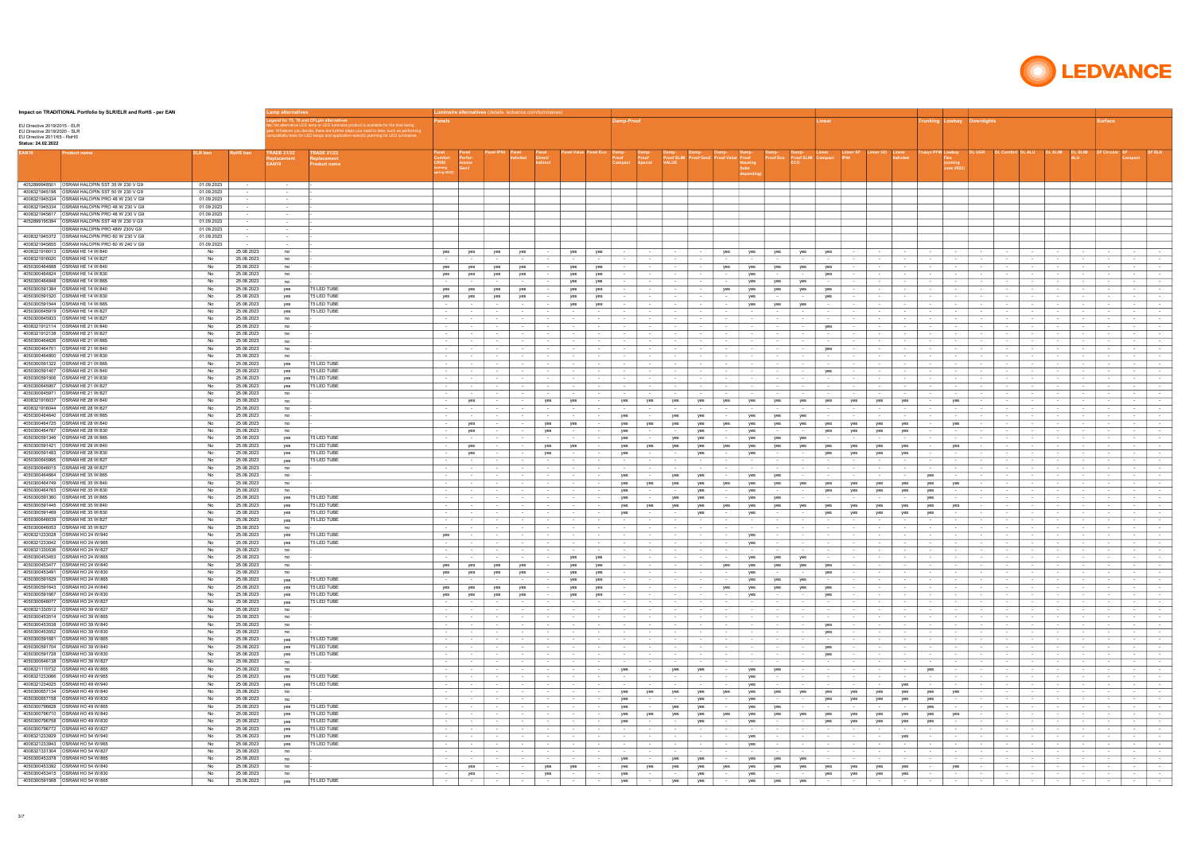**Impact on TRADITIONAL Portfolio by SLR/ELR and RoHS - per EAN**

EU Directive 2019/2015 - ELR
EU Directive 2019/2020 - SLR
EU Directive 2011/65 - RoHS
Status: 24.02.2022

**Lamp alternatives**

Legend for T5, T8 and CFLpin alternatives:
no: No alternative LED lamp or LED luminaire product is available for the time being.
yes: Whatever you decide, there are further steps you need to take, such as performing compatibility tests for LED lamps and application-specific planning for LED luminaires.

**Luminaire alternatives** (details: ledvance.com/luminaires)

| EAN10 | Product name | SLR ban | RoHS ban | TRADE 21/22 Replacement EAN10 | TRADE 21/22 Replacement Product name | Panels | | | | | | | Damp-Proof | | | | | | | | Linear | | | | Trunking | Lowbay | Downlights | | | | | Surface | | |
|---|---|---|---|---|---|---|---|---|---|---|---|---|---|---|---|---|---|---|---|---|---|---|---|---|---|---|---|---|---|---|---|---|---|---|
| | | | | | | Panel Comfort CR090 (coming spring 2022) | Panel Performance Gen3 | Panel IP54 | Panel Indiviled | Panel Direct/ Indirect | Panel Value | Panel Eco | Damp-Proof Compact | Damp-Proof Special | Damp-Proof SLIM VALUE | Damp-Proof Gen2 | Damp-Proof Value | Damp-Proof Housing (tube depending) | Damp-Proof Eco | Damp-Proof SLIM ECO | Linear Compact | Linear SF IP54 | Linear UO | Linear Indiviled | Truxys PFM | Lowbay Flex (coming June 2022) | DL UGR | DL Comfort | DL ALU | DL SLIM | DL SLIM ALU | SF Circular | SF Compact | SF BLK |
| 4052899948501 | OSRAM HALOPIN SST 35 W 230 V G9 | 01.09.2023 | - | - | | | | | | | | | | | | | | | | | | | | | | | | | | | | | | |
| 4008321945198 | OSRAM HALOPIN SST 50 W 230 V G9 | 01.09.2023 | - | - | | | | | | | | | | | | | | | | | | | | | | | | | | | | | | |
| 4008321945334 | OSRAM HALOPIN PRO 48 W 230 V G9 | 01.09.2023 | - | - | | | | | | | | | | | | | | | | | | | | | | | | | | | | | | |
| 4008321945334 | OSRAM HALOPIN PRO 48 W 230 V G9 | 01.09.2023 | - | - | | | | | | | | | | | | | | | | | | | | | | | | | | | | | | |
| 4008321945617 | OSRAM HALOPIN PRO 48 W 230 V G9 | 01.09.2023 | - | - | | | | | | | | | | | | | | | | | | | | | | | | | | | | | | |
| 4052899185394 | OSRAM HALOPIN SST 48 W 230 V G9 | 01.09.2023 | - | - | | | | | | | | | | | | | | | | | | | | | | | | | | | | | | |
| | OSRAM HALOPIN PRO 48W 230V G9 | 01.09.2023 | - | - | | | | | | | | | | | | | | | | | | | | | | | | | | | | | | |
| 4008321945372 | OSRAM HALOPIN PRO 60 W 230 V G9 | 01.09.2023 | - | - | | | | | | | | | | | | | | | | | | | | | | | | | | | | | | |
| 4008321945655 | OSRAM HALOPIN PRO 60 W 240 V G9 | 01.09.2023 | - | - | | | | | | | | | | | | | | | | | | | | | | | | | | | | | | |
| 4008321916013 | OSRAM HE 14 W/840 | No | 25.08.2023 | no | | yes | yes | yes | yes | - | yes | yes | - | - | - | - | yes | yes | yes | yes | yes | - | - | - | - | - | - | - | - | - | - | - | - | - |
| 4008321916020 | OSRAM HE 14 W/827 | No | 25.08.2023 | no | | - | - | - | - | - | - | - | - | - | - | - | - | - | - | - | - | - | - | - | - | - | - | - | - | - | - | - | - | - |
| 4050300464688 | OSRAM HE 14 W/840 | No | 25.08.2023 | no | | yes | yes | yes | yes | - | yes | yes | - | - | - | - | yes | yes | yes | yes | yes | - | - | - | - | - | - | - | - | - | - | - | - | - |
| 4050300464824 | OSRAM HE 14 W/830 | No | 25.08.2023 | no | | yes | yes | yes | yes | - | yes | yes | - | - | - | - | - | yes | - | - | yes | - | - | - | - | - | - | - | - | - | - | - | - | - |
| 4050300464848 | OSRAM HE 14 W/865 | No | 25.08.2023 | no | | - | - | - | - | - | yes | yes | - | - | - | - | - | yes | yes | yes | - | - | - | - | - | - | - | - | - | - | - | - | - | - |
| 4050300591384 | OSRAM HE 14 W/840 | No | 25.08.2023 | yes | T5 LED TUBE | yes | yes | yes | yes | - | yes | yes | - | - | - | - | yes | yes | yes | yes | yes | - | - | - | - | - | - | - | - | - | - | - | - | - |
| 4050300591520 | OSRAM HE 14 W/830 | No | 25.08.2023 | yes | T5 LED TUBE | yes | yes | yes | yes | - | yes | yes | - | - | - | - | - | yes | - | - | yes | - | - | - | - | - | - | - | - | - | - | - | - | - |
| 4050300591544 | OSRAM HE 14 W/865 | No | 25.08.2023 | yes | T5 LED TUBE | - | - | - | - | - | yes | yes | - | - | - | - | - | yes | yes | yes | - | - | - | - | - | - | - | - | - | - | - | - | - | - |
| 4050300645919 | OSRAM HE 14 W/827 | No | 25.08.2023 | yes | T5 LED TUBE | - | - | - | - | - | - | - | - | - | - | - | - | - | - | - | - | - | - | - | - | - | - | - | - | - | - | - | - | - |
| 4050300645933 | OSRAM HE 14 W/827 | No | 25.08.2023 | no | | - | - | - | - | - | - | - | - | - | - | - | - | - | - | - | - | - | - | - | - | - | - | - | - | - | - | - | - | - |
| 4008321912114 | OSRAM HE 21 W/840 | No | 25.08.2023 | no | | - | - | - | - | - | - | - | - | - | - | - | - | - | - | - | yes | - | - | - | - | - | - | - | - | - | - | - | - | - |
| 4008321912138 | OSRAM HE 21 W/827 | No | 25.08.2023 | no | | - | - | - | - | - | - | - | - | - | - | - | - | - | - | - | - | - | - | - | - | - | - | - | - | - | - | - | - | - |
| 4050300464626 | OSRAM HE 21 W/865 | No | 25.08.2023 | no | | - | - | - | - | - | - | - | - | - | - | - | - | - | - | - | - | - | - | - | - | - | - | - | - | - | - | - | - | - |
| 4050300464701 | OSRAM HE 21 W/840 | No | 25.08.2023 | no | | - | - | - | - | - | - | - | - | - | - | - | - | - | - | - | yes | - | - | - | - | - | - | - | - | - | - | - | - | - |
| 4050300464800 | OSRAM HE 21 W/830 | No | 25.08.2023 | no | | - | - | - | - | - | - | - | - | - | - | - | - | - | - | - | - | - | - | - | - | - | - | - | - | - | - | - | - | - |
| 4050300591322 | OSRAM HE 21 W/865 | No | 25.08.2023 | yes | T5 LED TUBE | - | - | - | - | - | - | - | - | - | - | - | - | - | - | - | - | - | - | - | - | - | - | - | - | - | - | - | - | - |
| 4050300591407 | OSRAM HE 21 W/840 | No | 25.08.2023 | yes | T5 LED TUBE | - | - | - | - | - | - | - | - | - | - | - | - | - | - | - | yes | - | - | - | - | - | - | - | - | - | - | - | - | - |
| 4050300591506 | OSRAM HE 21 W/830 | No | 25.08.2023 | yes | T5 LED TUBE | - | - | - | - | - | - | - | - | - | - | - | - | - | - | - | - | - | - | - | - | - | - | - | - | - | - | - | - | - |
| 4050300645957 | OSRAM HE 21 W/827 | No | 25.08.2023 | yes | T5 LED TUBE | - | - | - | - | - | - | - | - | - | - | - | - | - | - | - | - | - | - | - | - | - | - | - | - | - | - | - | - | - |
| 4050300645971 | OSRAM HE 21 W/827 | No | 25.08.2023 | no | | - | - | - | - | - | - | - | - | - | - | - | - | - | - | - | - | - | - | - | - | - | - | - | - | - | - | - | - | - |
| 4008321916037 | OSRAM HE 28 W/840 | No | 25.08.2023 | no | | - | yes | - | - | yes | yes | - | yes | yes | yes | yes | yes | yes | yes | yes | yes | yes | yes | yes | - | yes | - | - | - | - | - | - | - | - |
| 4008321916044 | OSRAM HE 28 W/827 | No | 25.08.2023 | no | | - | - | - | - | - | - | - | - | - | - | - | - | - | - | - | - | - | - | - | - | - | - | - | - | - | - | - | - | - |
| 4050300464640 | OSRAM HE 28 W/865 | No | 25.08.2023 | no | | - | - | - | - | - | - | - | yes | - | yes | yes | - | yes | yes | yes | - | - | - | - | - | - | - | - | - | - | - | - | - | - |
| 4050300464725 | OSRAM HE 28 W/840 | No | 25.08.2023 | no | | - | yes | - | - | yes | yes | - | yes | yes | yes | yes | yes | yes | yes | yes | yes | yes | yes | yes | - | yes | - | - | - | - | - | - | - | - |
| 4050300464787 | OSRAM HE 28 W/830 | No | 25.08.2023 | no | | - | yes | - | - | yes | - | - | yes | - | - | yes | - | yes | - | - | yes | yes | yes | yes | - | - | - | - | - | - | - | - | - | - |
| 4050300591346 | OSRAM HE 28 W/865 | No | 25.08.2023 | yes | T5 LED TUBE | - | - | - | - | - | - | - | yes | - | yes | yes | - | yes | yes | yes | - | - | - | - | - | - | - | - | - | - | - | - | - | - |
| 4050300591421 | OSRAM HE 28 W/840 | No | 25.08.2023 | yes | T5 LED TUBE | - | yes | - | - | yes | yes | - | yes | yes | yes | yes | yes | yes | yes | yes | yes | yes | yes | yes | - | yes | - | - | - | - | - | - | - | - |
| 4050300591483 | OSRAM HE 28 W/830 | No | 25.08.2023 | yes | T5 LED TUBE | - | yes | - | - | yes | - | - | yes | - | - | yes | - | yes | - | - | yes | yes | yes | yes | - | - | - | - | - | - | - | - | - | - |
| 4050300645995 | OSRAM HE 28 W/827 | No | 25.08.2023 | yes | T5 LED TUBE | - | - | - | - | - | - | - | - | - | - | - | - | - | - | - | - | - | - | - | - | - | - | - | - | - | - | - | - | - |
| 4050300646015 | OSRAM HE 28 W/827 | No | 25.08.2023 | no | | - | - | - | - | - | - | - | - | - | - | - | - | - | - | - | - | - | - | - | - | - | - | - | - | - | - | - | - | - |
| 4050300464664 | OSRAM HE 35 W/865 | No | 25.08.2023 | no | | - | - | - | - | - | - | - | yes | - | yes | yes | - | yes | yes | - | - | - | - | - | yes | - | - | - | - | - | - | - | - | - |
| 4050300464749 | OSRAM HE 35 W/840 | No | 25.08.2023 | no | | - | - | - | - | - | - | - | yes | yes | yes | yes | yes | yes | yes | yes | yes | yes | yes | yes | yes | yes | - | - | - | - | - | - | - | - |
| 4050300464763 | OSRAM HE 35 W/830 | No | 25.08.2023 | no | | - | - | - | - | - | - | - | yes | - | - | yes | - | yes | - | - | yes | yes | yes | yes | yes | - | - | - | - | - | - | - | - | - |
| 4050300591360 | OSRAM HE 35 W/865 | No | 25.08.2023 | yes | T5 LED TUBE | - | - | - | - | - | - | - | yes | - | yes | yes | - | yes | yes | - | - | - | - | - | yes | - | - | - | - | - | - | - | - | - |
| 4050300591445 | OSRAM HE 35 W/840 | No | 25.08.2023 | yes | T5 LED TUBE | - | - | - | - | - | - | - | yes | yes | yes | yes | yes | yes | yes | yes | yes | yes | yes | yes | yes | yes | - | - | - | - | - | - | - | - |
| 4050300591469 | OSRAM HE 35 W/830 | No | 25.08.2023 | yes | T5 LED TUBE | - | - | - | - | - | - | - | yes | - | - | yes | - | yes | - | - | yes | yes | yes | yes | yes | - | - | - | - | - | - | - | - | - |
| 4050300646039 | OSRAM HE 35 W/827 | No | 25.08.2023 | yes | T5 LED TUBE | - | - | - | - | - | - | - | - | - | - | - | - | - | - | - | - | - | - | - | - | - | - | - | - | - | - | - | - | - |
| 4050300646053 | OSRAM HE 35 W/827 | No | 25.08.2023 | no | | - | - | - | - | - | - | - | - | - | - | - | - | - | - | - | - | - | - | - | - | - | - | - | - | - | - | - | - | - |
| 4008321333028 | OSRAM HO 24 W/940 | No | 25.08.2023 | yes | T5 LED TUBE | yes | - | - | - | - | - | - | - | - | - | - | - | yes | - | - | - | - | - | - | - | - | - | - | - | - | - | - | - | - |
| 4008321333042 | OSRAM HO 24 W/965 | No | 25.08.2023 | yes | T5 LED TUBE | - | - | - | - | - | - | - | - | - | - | - | - | yes | - | - | - | - | - | - | - | - | - | - | - | - | - | - | - | - |
| 4008321330536 | OSRAM HO 24 W/827 | No | 25.08.2023 | no | | - | - | - | - | - | - | - | - | - | - | - | - | - | - | - | - | - | - | - | - | - | - | - | - | - | - | - | - | - |
| 4050300453263 | OSRAM HO 24 W/865 | No | 25.08.2023 | no | | - | - | - | - | - | yes | yes | - | - | - | - | - | yes | yes | yes | - | - | - | - | - | - | - | - | - | - | - | - | - | - |
| 4050300453477 | OSRAM HO 24 W/840 | No | 25.08.2023 | no | | yes | yes | yes | yes | - | yes | yes | - | - | - | - | yes | yes | yes | yes | yes | - | - | - | - | - | - | - | - | - | - | - | - | - |
| 4050300453491 | OSRAM HO 24 W/830 | No | 25.08.2023 | no | | yes | yes | yes | yes | - | yes | yes | - | - | - | - | - | yes | - | - | yes | - | - | - | - | - | - | - | - | - | - | - | - | - |
| 4050300591629 | OSRAM HO 24 W/865 | No | 25.08.2023 | yes | T5 LED TUBE | - | - | - | - | - | yes | yes | - | - | - | - | - | yes | yes | yes | - | - | - | - | - | - | - | - | - | - | - | - | - | - |
| 4050300591643 | OSRAM HO 24 W/840 | No | 25.08.2023 | yes | T5 LED TUBE | yes | yes | yes | yes | - | yes | yes | - | - | - | - | yes | yes | yes | yes | yes | - | - | - | - | - | - | - | - | - | - | - | - | - |
| 4050300591667 | OSRAM HO 24 W/830 | No | 25.08.2023 | yes | T5 LED TUBE | yes | yes | yes | yes | - | yes | yes | - | - | - | - | - | yes | - | - | yes | - | - | - | - | - | - | - | - | - | - | - | - | - |
| 4050300646077 | OSRAM HO 24 W/827 | No | 25.08.2023 | yes | T5 LED TUBE | - | - | - | - | - | - | - | - | - | - | - | - | - | - | - | - | - | - | - | - | - | - | - | - | - | - | - | - | - |
| 4008321330512 | OSRAM HO 39 W/827 | No | 25.08.2023 | no | | - | - | - | - | - | - | - | - | - | - | - | - | - | - | - | - | - | - | - | - | - | - | - | - | - | - | - | - | - |
| 4050300453514 | OSRAM HO 39 W/865 | No | 25.08.2023 | no | | - | - | - | - | - | - | - | - | - | - | - | - | - | - | - | - | - | - | - | - | - | - | - | - | - | - | - | - | - |
| 4050300453538 | OSRAM HO 39 W/840 | No | 25.08.2023 | no | | - | - | - | - | - | - | - | - | - | - | - | - | - | - | - | yes | - | - | - | - | - | - | - | - | - | - | - | - | - |
| 4050300453552 | OSRAM HO 39 W/830 | No | 25.08.2023 | no | | - | - | - | - | - | - | - | - | - | - | - | - | - | - | - | yes | - | - | - | - | - | - | - | - | - | - | - | - | - |
| 4050300591681 | OSRAM HO 39 W/865 | No | 25.08.2023 | yes | T5 LED TUBE | - | - | - | - | - | - | - | - | - | - | - | - | - | - | - | - | - | - | - | - | - | - | - | - | - | - | - | - | - |
| 4050300591704 | OSRAM HO 39 W/840 | No | 25.08.2023 | yes | T5 LED TUBE | - | - | - | - | - | - | - | - | - | - | - | - | - | - | - | yes | - | - | - | - | - | - | - | - | - | - | - | - | - |
| 4050300591728 | OSRAM HO 39 W/830 | No | 25.08.2023 | yes | T5 LED TUBE | - | - | - | - | - | - | - | - | - | - | - | - | - | - | - | yes | - | - | - | - | - | - | - | - | - | - | - | - | - |
| 4050300646138 | OSRAM HO 39 W/827 | No | 25.08.2023 | no | | - | - | - | - | - | - | - | - | - | - | - | - | - | - | - | - | - | - | - | - | - | - | - | - | - | - | - | - | - |
| 4008321110732 | OSRAM HO 49 W/840 | No | 25.08.2023 | no | | - | - | - | - | - | - | - | yes | - | yes | yes | - | yes | yes | - | - | - | - | - | yes | - | - | - | - | - | - | - | - | - |
| 4008321233066 | OSRAM HO 49 W/965 | No | 25.08.2023 | yes | T5 LED TUBE | - | - | - | - | - | - | - | - | - | - | - | - | yes | - | - | - | - | - | - | - | - | - | - | - | - | - | - | - | - |
| 4008321234025 | OSRAM HO 49 W/940 | No | 25.08.2023 | yes | T5 LED TUBE | - | - | - | - | - | - | - | - | - | - | - | - | yes | - | - | - | - | - | yes | - | - | - | - | - | - | - | - | - | - |
| 4050300657134 | OSRAM HO 49 W/840 | No | 25.08.2023 | no | | - | - | - | - | - | - | - | yes | yes | yes | yes | yes | yes | yes | yes | yes | yes | yes | yes | yes | yes | - | - | - | - | - | - | - | - |
| 4050300657158 | OSRAM HO 49 W/830 | No | 25.08.2023 | no | | - | - | - | - | - | - | - | yes | - | - | yes | - | yes | - | - | yes | yes | yes | yes | yes | - | - | - | - | - | - | - | - | - |
| 4050300796628 | OSRAM HO 49 W/865 | No | 25.08.2023 | yes | T5 LED TUBE | - | - | - | - | - | - | - | yes | - | yes | yes | - | yes | yes | - | - | - | - | - | yes | - | - | - | - | - | - | - | - | - |
| 4050300796710 | OSRAM HO 49 W/840 | No | 25.08.2023 | yes | T5 LED TUBE | - | - | - | - | - | - | - | yes | yes | yes | yes | yes | yes | yes | yes | yes | yes | yes | yes | yes | yes | - | - | - | - | - | - | - | - |
| 4050300796758 | OSRAM HO 49 W/830 | No | 25.08.2023 | yes | T5 LED TUBE | - | - | - | - | - | - | - | yes | - | - | yes | - | yes | - | - | yes | yes | yes | yes | yes | - | - | - | - | - | - | - | - | - |
| 4050300796772 | OSRAM HO 49 W/827 | No | 25.08.2023 | yes | T5 LED TUBE | - | - | - | - | - | - | - | - | - | - | - | - | - | - | - | - | - | - | - | - | - | - | - | - | - | - | - | - | - |
| 4008321233929 | OSRAM HO 54 W/940 | No | 25.08.2023 | yes | T5 LED TUBE | - | - | - | - | - | - | - | - | - | - | - | - | yes | - | - | - | - | - | yes | - | - | - | - | - | - | - | - | - | - |
| 4008321233943 | OSRAM HO 54 W/965 | No | 25.08.2023 | yes | T5 LED TUBE | - | - | - | - | - | - | - | - | - | - | - | - | yes | - | - | - | - | - | - | - | - | - | - | - | - | - | - | - | - |
| 4008321331304 | OSRAM HO 54 W/827 | No | 25.08.2023 | no | | - | - | - | - | - | - | - | - | - | - | - | - | - | - | - | - | - | - | - | - | - | - | - | - | - | - | - | - | - |
| 4050300453378 | OSRAM HO 54 W/865 | No | 25.08.2023 | no | | - | - | - | - | - | - | - | yes | - | yes | yes | - | yes | yes | yes | - | - | - | - | - | - | - | - | - | - | - | - | - | - |
| 4050300453392 | OSRAM HO 54 W/840 | No | 25.08.2023 | no | | - | yes | - | - | yes | yes | - | yes | yes | yes | yes | yes | yes | yes | yes | yes | yes | yes | yes | - | yes | - | - | - | - | - | - | - | - |
| 4050300453415 | OSRAM HO 54 W/830 | No | 25.08.2023 | no | | - | yes | - | - | yes | - | - | yes | - | - | yes | - | yes | - | - | yes | yes | yes | yes | - | - | - | - | - | - | - | - | - | - |
| 4050300591568 | OSRAM HO 54 W/865 | No | 25.08.2023 | yes | T5 LED TUBE | - | - | - | - | - | - | - | yes | - | yes | yes | - | yes | yes | yes | - | - | - | - | - | - | - | - | - | - | - | - | - | - |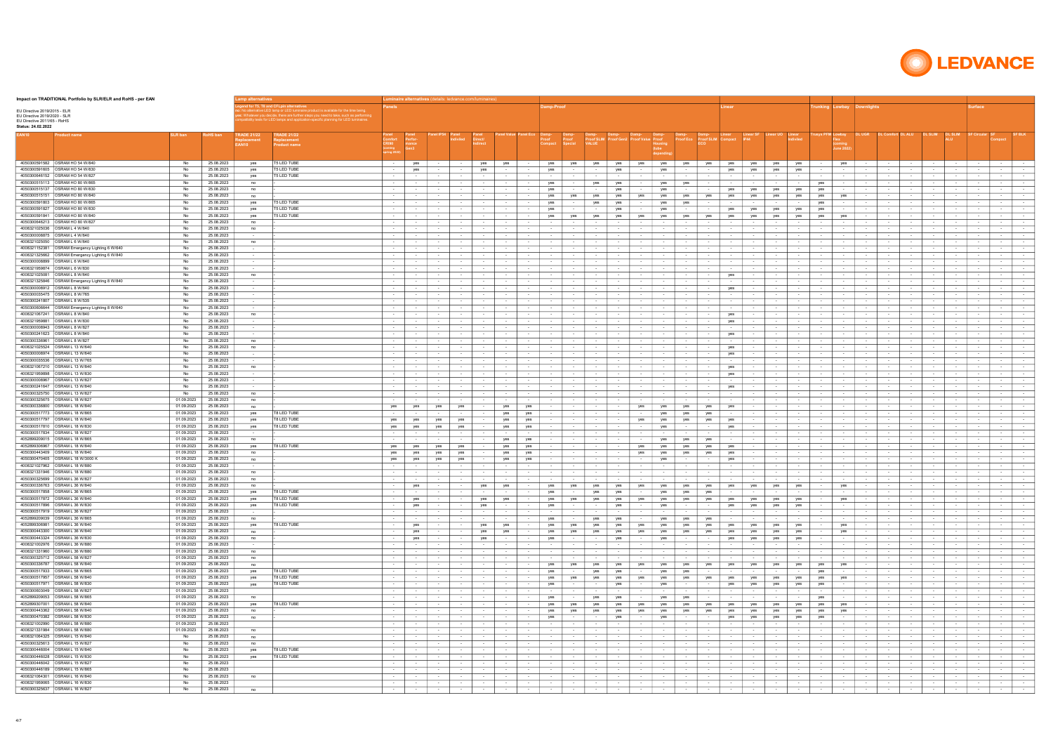**Impact on TRADITIONAL Portfolio by SLR/ELR and RoHS - per EAN**

EU Directive 2019/2015 - ELR
EU Directive 2019/2020 - SLR
EU Directive 2011/65 - RoHS
**Status: 24.02.2022**

| | | | | Lamp alternatives | | Luminaire alternatives (details: ledvance.com/luminaires) | | | | | | | | | | | | | | | | | | | | | | | | | | | | |
|---|---|---|---|---|---|---|---|---|---|---|---|---|---|---|---|---|---|---|---|---|---|---|---|---|---|---|---|---|---|---|---|---|---|---|
| | | | | Legend for T5, T8 and CFLpin alternatives: no: No alternative LED lamp or LED luminaire product is available for the time being yes: Whenever you decide, there are further steps you need to take, such as performing compatibility tests for LED lamps and application-specific planning for LED luminaires. | | Panels | | | | | | | Damp-Proof | | | | | | | | Linear | | | | Trunking | Lowbay | Downlights | | | | | Surface | | |
| EAN10 | Product name | SLR ban | RoHS ban | TRADE 21/22 Replacement EAN10 | TRADE 21/22 Replacement Product name | Panel Comfort CRI90 (coming spring 2022) | Panel Performance Gen3 | Panel IP54 | Panel Indiviled | Panel Direct/ Indirect | Panel Value | Panel Eco | Damp-Proof Compact | Damp-Proof Special | Damp-Proof SLIM VALUE | Damp-Proof Gen2 | Damp-Proof Value | Damp-Proof Housing (tube depending) | Damp-Proof Eco | Damp-Proof SLIM ECO | Linear Compact | Linear SF IP44 | Linear UO | Linear Indiviled | Truxys PFM | Lowbay Flex (coming June 2022) | DL UGR | DL Comfort | DL ALU | DL SLIM | DL SLIM ALU | SF Circular | SF Compact | SF BLK |
| 4050300591582 | OSRAM HO 54 W/840 | No | 25.08.2023 | yes | T5 LED TUBE | - | yes | - | - | yes | yes | - | yes | yes | yes | yes | yes | yes | yes | yes | yes | yes | yes | yes | - | yes | - | - | - | - | - | - | - | - |
| 4050300591605 | OSRAM HO 54 W/830 | No | 25.08.2023 | yes | T5 LED TUBE | - | yes | - | - | yes | - | - | yes | - | - | yes | - | yes | - | - | yes | yes | yes | yes | - | - | - | - | - | - | - | - | - | - |
| 4050300846152 | OSRAM HO 54 W/827 | No | 25.08.2023 | yes | T5 LED TUBE | - | - | - | - | - | - | - | - | - | - | - | - | - | - | - | - | - | - | - | - | - | - | - | - | - | - | - | - | - |
| 4050300515113 | OSRAM HO 80 W/865 | No | 25.08.2023 | no | | - | - | - | - | - | - | - | yes | - | yes | yes | - | yes | yes | - | - | - | - | - | yes | - | - | - | - | - | - | - | - | - |
| 4050300515137 | OSRAM HO 80 W/830 | No | 25.08.2023 | no | | - | - | - | - | - | - | - | yes | - | - | yes | - | yes | - | - | yes | yes | yes | yes | yes | - | - | - | - | - | - | - | - | - |
| 4050300515151 | OSRAM HO 80 W/840 | No | 25.08.2023 | no | | - | - | - | - | - | - | - | yes | yes | yes | yes | yes | yes | yes | yes | yes | yes | yes | yes | yes | yes | - | - | - | - | - | - | - | - |
| 4050300591803 | OSRAM HO 80 W/865 | No | 25.08.2023 | yes | T5 LED TUBE | - | - | - | - | - | - | - | yes | - | yes | yes | - | yes | yes | - | - | - | - | - | yes | - | - | - | - | - | - | - | - | - |
| 4050300591827 | OSRAM HO 80 W/830 | No | 25.08.2023 | yes | T5 LED TUBE | - | - | - | - | - | - | - | yes | - | - | yes | - | yes | - | - | yes | yes | yes | yes | yes | - | - | - | - | - | - | - | - | - |
| 4050300591841 | OSRAM HO 80 W/840 | No | 25.08.2023 | yes | T5 LED TUBE | - | - | - | - | - | - | - | yes | yes | yes | yes | yes | yes | yes | yes | yes | yes | yes | yes | yes | yes | - | - | - | - | - | - | - | - |
| 4050300846213 | OSRAM HO 80 W/827 | No | 25.08.2023 | no | | - | - | - | - | - | - | - | - | - | - | - | - | - | - | - | - | - | - | - | - | - | - | - | - | - | - | - | - | - |
| 4008321025036 | OSRAM L 4 W/640 | No | 25.08.2023 | no | | - | - | - | - | - | - | - | - | - | - | - | - | - | - | - | - | - | - | - | - | - | - | - | - | - | - | - | - | - |
| 4050300008875 | OSRAM L 4 W/640 | No | 25.08.2023 | - | | - | - | - | - | - | - | - | - | - | - | - | - | - | - | - | - | - | - | - | - | - | - | - | - | - | - | - | - | - |
| 4008321025050 | OSRAM L 6 W/640 | No | 25.08.2023 | no | | - | - | - | - | - | - | - | - | - | - | - | - | - | - | - | - | - | - | - | - | - | - | - | - | - | - | - | - | - |
| 4008321152381 | OSRAM Emergency Lighting 6 W/640 | No | 25.08.2023 | - | | - | - | - | - | - | - | - | - | - | - | - | - | - | - | - | - | - | - | - | - | - | - | - | - | - | - | - | - | - |
| 4008321325662 | OSRAM Emergency Lighting 6 W/640 | No | 25.08.2023 | - | | - | - | - | - | - | - | - | - | - | - | - | - | - | - | - | - | - | - | - | - | - | - | - | - | - | - | - | - | - |
| 4050300008899 | OSRAM L 6 W/640 | No | 25.08.2023 | - | | - | - | - | - | - | - | - | - | - | - | - | - | - | - | - | - | - | - | - | - | - | - | - | - | - | - | - | - | - |
| 4008321958874 | OSRAM L 8 W/830 | No | 25.08.2023 | - | | - | - | - | - | - | - | - | - | - | - | - | - | - | - | - | - | - | - | - | - | - | - | - | - | - | - | - | - | - |
| 4008321025081 | OSRAM L 8 W/640 | No | 25.08.2023 | no | | - | - | - | - | - | - | - | - | - | - | - | - | - | - | - | yes | - | - | - | - | - | - | - | - | - | - | - | - | - |
| 4008321325846 | OSRAM Emergency Lighting 8 W/640 | No | 25.08.2023 | - | | - | - | - | - | - | - | - | - | - | - | - | - | - | - | - | - | - | - | - | - | - | - | - | - | - | - | - | - | - |
| 4050300008912 | OSRAM L 8 W/640 | No | 25.08.2023 | - | | - | - | - | - | - | - | - | - | - | - | - | - | - | - | - | yes | - | - | - | - | - | - | - | - | - | - | - | - | - |
| 4050300035475 | OSRAM L 8 W/765 | No | 25.08.2023 | - | | - | - | - | - | - | - | - | - | - | - | - | - | - | - | - | - | - | - | - | - | - | - | - | - | - | - | - | - | - |
| 4050300241807 | OSRAM L 8 W/535 | No | 25.08.2023 | - | | - | - | - | - | - | - | - | - | - | - | - | - | - | - | - | - | - | - | - | - | - | - | - | - | - | - | - | - | - |
| 4050300806644 | OSRAM Emergency Lighting 8 W/640 | No | 25.08.2023 | - | | - | - | - | - | - | - | - | - | - | - | - | - | - | - | - | - | - | - | - | - | - | - | - | - | - | - | - | - | - |
| 4008321067241 | OSRAM L 8 W/840 | No | 25.08.2023 | no | | - | - | - | - | - | - | - | - | - | - | - | - | - | - | - | yes | - | - | - | - | - | - | - | - | - | - | - | - | - |
| 4008321959881 | OSRAM L 8 W/830 | No | 25.08.2023 | - | | - | - | - | - | - | - | - | - | - | - | - | - | - | - | - | yes | - | - | - | - | - | - | - | - | - | - | - | - | - |
| 4050300008943 | OSRAM L 8 W/827 | No | 25.08.2023 | - | | - | - | - | - | - | - | - | - | - | - | - | - | - | - | - | - | - | - | - | - | - | - | - | - | - | - | - | - | - |
| 4050300241623 | OSRAM L 8 W/840 | No | 25.08.2023 | - | | - | - | - | - | - | - | - | - | - | - | - | - | - | - | - | yes | - | - | - | - | - | - | - | - | - | - | - | - | - |
| 4050300336961 | OSRAM L 8 W/827 | No | 25.08.2023 | no | | - | - | - | - | - | - | - | - | - | - | - | - | - | - | - | - | - | - | - | - | - | - | - | - | - | - | - | - | - |
| 4008321025524 | OSRAM L 13 W/640 | No | 25.08.2023 | no | | - | - | - | - | - | - | - | - | - | - | - | - | - | - | - | yes | - | - | - | - | - | - | - | - | - | - | - | - | - |
| 4050300008974 | OSRAM L 13 W/640 | No | 25.08.2023 | - | | - | - | - | - | - | - | - | - | - | - | - | - | - | - | - | yes | - | - | - | - | - | - | - | - | - | - | - | - | - |
| 4050300035536 | OSRAM L 13 W/765 | No | 25.08.2023 | - | | - | - | - | - | - | - | - | - | - | - | - | - | - | - | - | - | - | - | - | - | - | - | - | - | - | - | - | - | - |
| 4008321067210 | OSRAM L 13 W/840 | No | 25.08.2023 | no | | - | - | - | - | - | - | - | - | - | - | - | - | - | - | - | yes | - | - | - | - | - | - | - | - | - | - | - | - | - |
| 4008321959898 | OSRAM L 13 W/830 | No | 25.08.2023 | - | | - | - | - | - | - | - | - | - | - | - | - | - | - | - | - | yes | - | - | - | - | - | - | - | - | - | - | - | - | - |
| 4050300008967 | OSRAM L 13 W/827 | No | 25.08.2023 | - | | - | - | - | - | - | - | - | - | - | - | - | - | - | - | - | - | - | - | - | - | - | - | - | - | - | - | - | - | - |
| 4050300241647 | OSRAM L 13 W/840 | No | 25.08.2023 | - | | - | - | - | - | - | - | - | - | - | - | - | - | - | - | - | yes | - | - | - | - | - | - | - | - | - | - | - | - | - |
| 4050300325750 | OSRAM L 13 W/827 | No | 25.08.2023 | no | | - | - | - | - | - | - | - | - | - | - | - | - | - | - | - | - | - | - | - | - | - | - | - | - | - | - | - | - | - |
| 4050300325675 | OSRAM L 18 W/827 | 01.09.2023 | 25.08.2023 | no | | - | - | - | - | - | - | - | - | - | - | - | - | - | - | - | - | - | - | - | - | - | - | - | - | - | - | - | - | - |
| 4050300336800 | OSRAM L 18 W/840 | 01.09.2023 | 25.08.2023 | no | | yes | yes | yes | yes | - | yes | yes | - | - | - | - | yes | yes | yes | yes | yes | - | - | - | - | - | - | - | - | - | - | - | - | - |
| 4050300517773 | OSRAM L 18 W/865 | 01.09.2023 | 25.08.2023 | yes | T8 LED TUBE | - | - | - | - | - | yes | yes | - | - | - | - | - | yes | yes | yes | - | - | - | - | - | - | - | - | - | - | - | - | - | - |
| 4050300517797 | OSRAM L 18 W/840 | 01.09.2023 | 25.08.2023 | yes | T8 LED TUBE | yes | yes | yes | yes | - | yes | yes | - | - | - | - | yes | yes | yes | yes | yes | - | - | - | - | - | - | - | - | - | - | - | - | - |
| 4050300517810 | OSRAM L 18 W/830 | 01.09.2023 | 25.08.2023 | yes | T8 LED TUBE | yes | yes | yes | yes | - | yes | yes | - | - | - | - | - | yes | - | - | yes | - | - | - | - | - | - | - | - | - | - | - | - | - |
| 4050300517834 | OSRAM L 18 W/827 | 01.09.2023 | 25.08.2023 | - | | - | - | - | - | - | - | - | - | - | - | - | - | - | - | - | - | - | - | - | - | - | - | - | - | - | - | - | - | - |
| 4052899209015 | OSRAM L 18 W/865 | 01.09.2023 | 25.08.2023 | no | | - | - | - | - | - | yes | yes | - | - | - | - | - | yes | yes | yes | - | - | - | - | - | - | - | - | - | - | - | - | - | - |
| 4052899306967 | OSRAM L 18 W/840 | 01.09.2023 | 25.08.2023 | yes | T8 LED TUBE | yes | yes | yes | yes | - | yes | yes | - | - | - | - | yes | yes | yes | yes | yes | - | - | - | - | - | - | - | - | - | - | - | - | - |
| 4050300443409 | OSRAM L 18 W/840 | 01.09.2023 | 25.08.2023 | no | | yes | yes | yes | yes | - | yes | yes | - | - | - | - | yes | yes | yes | yes | yes | - | - | - | - | - | - | - | - | - | - | - | - | - |
| 4050300470405 | OSRAM L 18 W/5000 K | 01.09.2023 | 25.08.2023 | no | | yes | yes | yes | yes | - | yes | yes | - | - | - | - | - | yes | - | - | yes | - | - | - | - | - | - | - | - | - | - | - | - | - |
| 4008321027962 | OSRAM L 18 W/880 | 01.09.2023 | 25.08.2023 | - | | - | - | - | - | - | - | - | - | - | - | - | - | - | - | - | - | - | - | - | - | - | - | - | - | - | - | - | - | - |
| 4008321331946 | OSRAM L 18 W/880 | 01.09.2023 | 25.08.2023 | no | | - | - | - | - | - | - | - | - | - | - | - | - | - | - | - | - | - | - | - | - | - | - | - | - | - | - | - | - | - |
| 4050300325699 | OSRAM L 36 W/827 | 01.09.2023 | 25.08.2023 | no | | - | - | - | - | - | - | - | - | - | - | - | - | - | - | - | - | - | - | - | - | - | - | - | - | - | - | - | - | - |
| 4050300336763 | OSRAM L 36 W/840 | 01.09.2023 | 25.08.2023 | no | | - | yes | - | - | yes | yes | - | yes | yes | yes | yes | yes | yes | yes | yes | yes | yes | yes | yes | - | yes | - | - | - | - | - | - | - | - |
| 4050300517858 | OSRAM L 36 W/865 | 01.09.2023 | 25.08.2023 | yes | T8 LED TUBE | - | - | - | - | - | - | - | yes | - | yes | yes | - | yes | yes | - | - | - | - | - | - | - | - | - | - | - | - | - | - | - |
| 4050300517872 | OSRAM L 36 W/840 | 01.09.2023 | 25.08.2023 | yes | T8 LED TUBE | - | yes | - | - | yes | yes | - | yes | yes | yes | yes | yes | yes | yes | yes | yes | yes | yes | yes | - | yes | - | - | - | - | - | - | - | - |
| 4050300517896 | OSRAM L 36 W/830 | 01.09.2023 | 25.08.2023 | yes | T8 LED TUBE | - | yes | - | - | yes | - | - | yes | - | - | yes | - | yes | - | - | yes | yes | yes | yes | - | - | - | - | - | - | - | - | - | - |
| 4050300517919 | OSRAM L 36 W/827 | 01.09.2023 | 25.08.2023 | - | | - | - | - | - | - | - | - | - | - | - | - | - | - | - | - | - | - | - | - | - | - | - | - | - | - | - | - | - | - |
| 4052899209039 | OSRAM L 36 W/865 | 01.09.2023 | 25.08.2023 | no | | - | - | - | - | - | - | - | yes | - | yes | yes | - | yes | yes | yes | - | - | - | - | - | - | - | - | - | - | - | - | - | - |
| 4052899306981 | OSRAM L 36 W/840 | 01.09.2023 | 25.08.2023 | yes | T8 LED TUBE | - | yes | - | - | yes | yes | - | yes | yes | yes | yes | yes | yes | yes | yes | yes | yes | yes | yes | - | yes | - | - | - | - | - | - | - | - |
| 4050300443300 | OSRAM L 36 W/840 | 01.09.2023 | 25.08.2023 | no | | - | yes | - | - | yes | yes | - | yes | yes | yes | yes | yes | yes | yes | yes | yes | yes | yes | yes | - | yes | - | - | - | - | - | - | - | - |
| 4050300443324 | OSRAM L 36 W/830 | 01.09.2023 | 25.08.2023 | no | | - | yes | - | - | yes | - | - | yes | - | - | yes | - | yes | - | - | yes | yes | yes | yes | - | - | - | - | - | - | - | - | - | - |
| 4008321002976 | OSRAM L 36 W/880 | 01.09.2023 | 25.08.2023 | - | | - | - | - | - | - | - | - | - | - | - | - | - | - | - | - | - | - | - | - | - | - | - | - | - | - | - | - | - | - |
| 4008321331960 | OSRAM L 36 W/880 | 01.09.2023 | 25.08.2023 | no | | - | - | - | - | - | - | - | - | - | - | - | - | - | - | - | - | - | - | - | - | - | - | - | - | - | - | - | - | - |
| 4050300325712 | OSRAM L 58 W/827 | 01.09.2023 | 25.08.2023 | no | | - | - | - | - | - | - | - | - | - | - | - | - | - | - | - | - | - | - | - | - | - | - | - | - | - | - | - | - | - |
| 4050300336787 | OSRAM L 58 W/840 | 01.09.2023 | 25.08.2023 | no | | - | - | - | - | - | - | - | yes | yes | yes | yes | yes | yes | yes | yes | yes | yes | yes | yes | yes | yes | - | - | - | - | - | - | - | - |
| 4050300517933 | OSRAM L 58 W/865 | 01.09.2023 | 25.08.2023 | yes | T8 LED TUBE | - | - | - | - | - | - | - | yes | - | yes | yes | - | yes | yes | - | - | - | - | - | yes | - | - | - | - | - | - | - | - | - |
| 4050300517957 | OSRAM L 58 W/840 | 01.09.2023 | 25.08.2023 | yes | T8 LED TUBE | - | - | - | - | - | - | - | yes | yes | yes | yes | yes | yes | yes | yes | yes | yes | yes | yes | yes | yes | - | - | - | - | - | - | - | - |
| 4050300517971 | OSRAM L 58 W/830 | 01.09.2023 | 25.08.2023 | yes | T8 LED TUBE | - | - | - | - | - | - | - | yes | - | - | yes | - | yes | - | - | yes | yes | yes | yes | yes | - | - | - | - | - | - | - | - | - |
| 4050300603049 | OSRAM L 58 W/827 | 01.09.2023 | 25.08.2023 | - | | - | - | - | - | - | - | - | - | - | - | - | - | - | - | - | - | - | - | - | - | - | - | - | - | - | - | - | - | - |
| 4052899209053 | OSRAM L 58 W/865 | 01.09.2023 | 25.08.2023 | no | | - | - | - | - | - | - | - | yes | - | yes | yes | - | yes | yes | - | - | - | - | - | yes | - | - | - | - | - | - | - | - | - |
| 4052899307001 | OSRAM L 58 W/840 | 01.09.2023 | 25.08.2023 | yes | T8 LED TUBE | - | - | - | - | - | - | - | yes | yes | yes | yes | yes | yes | yes | yes | yes | yes | yes | yes | yes | yes | - | - | - | - | - | - | - | - |
| 4050300443362 | OSRAM L 58 W/840 | 01.09.2023 | 25.08.2023 | no | | - | - | - | - | - | - | - | yes | yes | yes | yes | yes | yes | yes | yes | yes | yes | yes | yes | yes | yes | - | - | - | - | - | - | - | - |
| 4050300470382 | OSRAM L 58 W/830 | 01.09.2023 | 25.08.2023 | no | | - | - | - | - | - | - | - | yes | - | - | yes | - | yes | - | - | yes | yes | yes | yes | yes | - | - | - | - | - | - | - | - | - |
| 4008321002990 | OSRAM L 58 W/880 | 01.09.2023 | 25.08.2023 | - | | - | - | - | - | - | - | - | - | - | - | - | - | - | - | - | - | - | - | - | - | - | - | - | - | - | - | - | - | - |
| 4008321331984 | OSRAM L 58 W/880 | 01.09.2023 | 25.08.2023 | no | | - | - | - | - | - | - | - | - | - | - | - | - | - | - | - | - | - | - | - | - | - | - | - | - | - | - | - | - | - |
| 4008321064325 | OSRAM L 15 W/640 | No | 25.08.2023 | no | | - | - | - | - | - | - | - | - | - | - | - | - | - | - | - | - | - | - | - | - | - | - | - | - | - | - | - | - | - |
| 4050300325613 | OSRAM L 15 W/827 | No | 25.08.2023 | no | | - | - | - | - | - | - | - | - | - | - | - | - | - | - | - | - | - | - | - | - | - | - | - | - | - | - | - | - | - |
| 4050300446004 | OSRAM L 15 W/840 | No | 25.08.2023 | yes | T8 LED TUBE | - | - | - | - | - | - | - | - | - | - | - | - | - | - | - | - | - | - | - | - | - | - | - | - | - | - | - | - | - |
| 4050300446028 | OSRAM L 15 W/830 | No | 25.08.2023 | yes | T8 LED TUBE | - | - | - | - | - | - | - | - | - | - | - | - | - | - | - | - | - | - | - | - | - | - | - | - | - | - | - | - | - |
| 4050300446042 | OSRAM L 15 W/827 | No | 25.08.2023 | - | | - | - | - | - | - | - | - | - | - | - | - | - | - | - | - | - | - | - | - | - | - | - | - | - | - | - | - | - | - |
| 4050300446189 | OSRAM L 15 W/865 | No | 25.08.2023 | - | | - | - | - | - | - | - | - | - | - | - | - | - | - | - | - | - | - | - | - | - | - | - | - | - | - | - | - | - | - |
| 4008321064301 | OSRAM L 16 W/840 | No | 25.08.2023 | no | | - | - | - | - | - | - | - | - | - | - | - | - | - | - | - | - | - | - | - | - | - | - | - | - | - | - | - | - | - |
| 4008321959065 | OSRAM L 16 W/830 | No | 25.08.2023 | - | | - | - | - | - | - | - | - | - | - | - | - | - | - | - | - | - | - | - | - | - | - | - | - | - | - | - | - | - | - |
| 4050300325637 | OSRAM L 16 W/827 | No | 25.08.2023 | no | | - | - | - | - | - | - | - | - | - | - | - | - | - | - | - | - | - | - | - | - | - | - | - | - | - | - | - | - | - |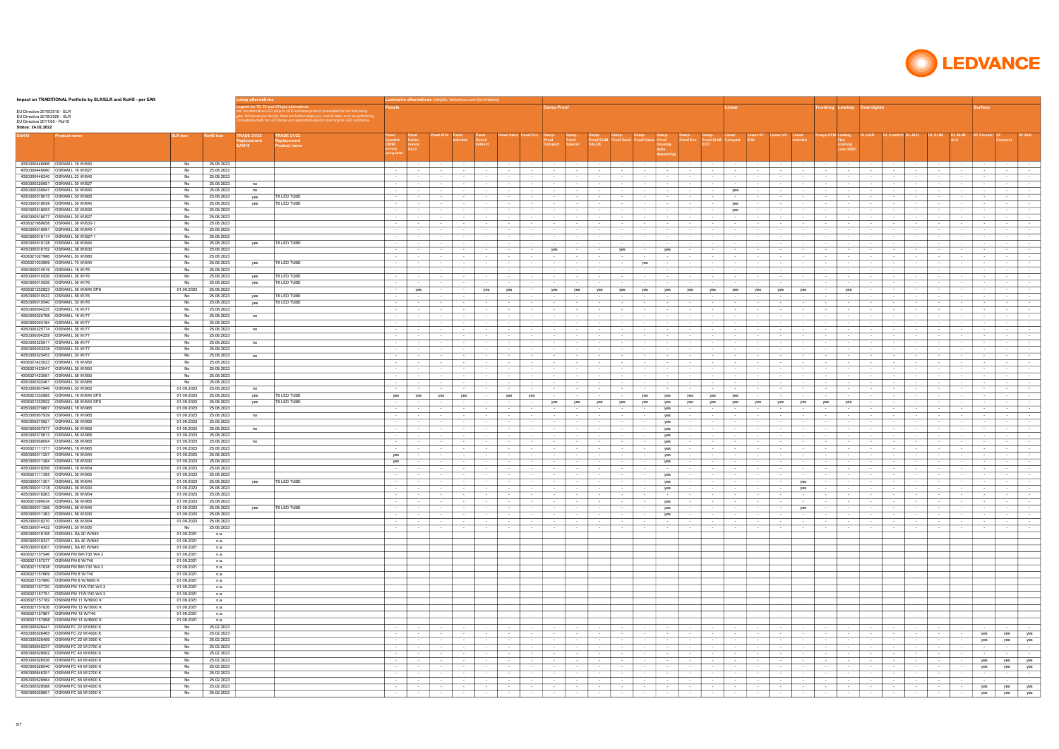# Impact on TRADITIONAL Portfolio by SLR/ELR and RoHS - per EAN

EU Directive 2019/2015 - ELR
EU Directive 2019/2020 - SLR
EU Directive 2011/65 - RoHS
Status: 24.02.2022

**Lamp alternatives**

Legend for T5, T8 and CFLpin alternatives:
no: No alternative LED lamp or LED luminaire product is available for the time being.
yes: Whichever you decide, there are further steps you need to take, such as performing compatibility tests for LED lamps and application-specific planning for LED luminaires.

**Luminaire alternatives** (details: ledvance.com/luminaires)

| | | | | Lamp alternatives | | Panels | | | | | | | Damp-Proof | | | | | | | | Linear | | | | Trunking | Lowbay | Downlights | | | | | Surface | | |
|---|---|---|---|---|---|---|---|---|---|---|---|---|---|---|---|---|---|---|---|---|---|---|---|---|---|---|---|---|---|---|---|---|---|---|
| EAN10 | Product name | SLR ban | RoHS ban | TRADE 21/22 Replacement EAN10 | TRADE 21/22 Replacement Product name | Panel Comfort CRI90 (coming spring 2022) | Panel Performance Gen3 | Panel IP54 | Panel Indiviled | Panel Direct/ Indirect | Panel Value | Panel Eco | Damp-Proof Compact | Damp-Proof Special | Damp-Proof SLIM VALUE | Damp-Proof Gen2 | Damp-Proof Value | Damp-Proof Housing (tube depending) | Damp-Proof Eco | Damp-Proof SLIM ECO | Linear Compact | Linear SF IP44 | Linear UO | Linear Indiviled | Truxys PFM | Lowbay Flex (coming June 2022) | DL UGR | DL Comfort | DL ALU | DL SLIM | DL SLIM ALU | SF Circular | SF Compact | SF BLK |
| 4050300446066 | OSRAM L 16 W/840 | No | 25.08.2023 | | | - | - | - | - | - | - | - | - | - | - | - | - | - | - | - | - | - | - | - | - | - | - | - | - | - | - | - | - | - |
| 4050300446080 | OSRAM L 16 W/827 | No | 25.08.2023 | | | - | - | - | - | - | - | - | - | - | - | - | - | - | - | - | - | - | - | - | - | - | - | - | - | - | - | - | - | - |
| 4050300446240 | OSRAM L 23 W/840 | No | 25.08.2023 | | | - | - | - | - | - | - | - | - | - | - | - | - | - | - | - | - | - | - | - | - | - | - | - | - | - | - | - | - | - |
| 4050300325651 | OSRAM L 30 W/827 | No | 25.08.2023 | no | | - | - | - | - | - | - | - | - | - | - | - | - | - | - | - | - | - | - | - | - | - | - | - | - | - | - | - | - | - |
| 4050300336947 | OSRAM L 30 W/840 | No | 25.08.2023 | no | | - | - | - | - | - | - | - | - | - | - | - | - | - | - | - | yes | - | - | - | - | - | - | - | - | - | - | - | - | - |
| 4050300518015 | OSRAM L 30 W/865 | No | 25.08.2023 | yes | T8 LED TUBE | - | - | - | - | - | - | - | - | - | - | - | - | - | - | - | - | - | - | - | - | - | - | - | - | - | - | - | - | - |
| 4050300518039 | OSRAM L 30 W/840 | No | 25.08.2023 | yes | T8 LED TUBE | - | - | - | - | - | - | - | - | - | - | - | - | - | - | - | yes | - | - | - | - | - | - | - | - | - | - | - | - | - |
| 4050300518053 | OSRAM L 30 W/830 | No | 25.08.2023 | | | - | - | - | - | - | - | - | - | - | - | - | - | - | - | - | yes | - | - | - | - | - | - | - | - | - | - | - | - | - |
| 4050300518077 | OSRAM L 30 W/827 | No | 25.08.2023 | | | - | - | - | - | - | - | - | - | - | - | - | - | - | - | - | - | - | - | - | - | - | - | - | - | - | - | - | - | - |
| 4008321959058 | OSRAM L 36 W/830-1 | No | 25.08.2023 | | | - | - | - | - | - | - | - | - | - | - | - | - | - | - | - | - | - | - | - | - | - | - | - | - | - | - | - | - | - |
| 4050300518091 | OSRAM L 36 W/840-1 | No | 25.08.2023 | | | - | - | - | - | - | - | - | - | - | - | - | - | - | - | - | - | - | - | - | - | - | - | - | - | - | - | - | - | - |
| 4050300518114 | OSRAM L 36 W/827-1 | No | 25.08.2023 | | | - | - | - | - | - | - | - | - | - | - | - | - | - | - | - | - | - | - | - | - | - | - | - | - | - | - | - | - | - |
| 4050300518138 | OSRAM L 38 W/840 | No | 25.08.2023 | yes | T8 LED TUBE | - | - | - | - | - | - | - | - | - | - | - | - | - | - | - | - | - | - | - | - | - | - | - | - | - | - | - | - | - |
| 4050300518152 | OSRAM L 38 W/830 | No | 25.08.2023 | | | - | - | - | - | - | - | - | yes | - | - | yes | - | yes | - | - | - | - | - | - | - | - | - | - | - | - | - | - | - | - |
| 4008321027986 | OSRAM L 30 W/880 | No | 25.08.2023 | | | - | - | - | - | - | - | - | - | - | - | - | - | - | - | - | - | - | - | - | - | - | - | - | - | - | - | - | - | - |
| 4008321003959 | OSRAM L 70 W/840 | No | 25.08.2023 | yes | T8 LED TUBE | - | - | - | - | - | - | - | - | - | - | - | yes | - | - | - | - | - | - | - | - | - | - | - | - | - | - | - | - | - |
| 4050300010519 | OSRAM L 18 W/76 | No | 25.08.2023 | | | - | - | - | - | - | - | - | - | - | - | - | - | - | - | - | - | - | - | - | - | - | - | - | - | - | - | - | - | - |
| 4050300010526 | OSRAM L 36 W/76 | No | 25.08.2023 | yes | T8 LED TUBE | - | - | - | - | - | - | - | - | - | - | - | - | - | - | - | - | - | - | - | - | - | - | - | - | - | - | - | - | - |
| 4050300010526 | OSRAM L 36 W/76 | No | 25.08.2023 | yes | T8 LED TUBE | - | - | - | - | - | - | - | - | - | - | - | - | - | - | - | - | - | - | - | - | - | - | - | - | - | - | - | - | - |
| 4008321232823 | OSRAM L 36 W/840 SPS | 01.09.2023 | 25.08.2023 | | | - | yes | - | - | yes | yes | - | yes | yes | yes | yes | yes | yes | yes | yes | yes | yes | yes | yes | - | yes | - | - | - | - | - | - | - | - |
| 4050300010533 | OSRAM L 58 W/76 | No | 25.08.2023 | yes | T8 LED TUBE | - | - | - | - | - | - | - | - | - | - | - | - | - | - | - | - | - | - | - | - | - | - | - | - | - | - | - | - | - |
| 4050300010540 | OSRAM L 30 W/76 | No | 25.08.2023 | yes | T8 LED TUBE | - | - | - | - | - | - | - | - | - | - | - | - | - | - | - | - | - | - | - | - | - | - | - | - | - | - | - | - | - |
| 4050300004235 | OSRAM L 18 W/77 | No | 25.08.2023 | | | - | - | - | - | - | - | - | - | - | - | - | - | - | - | - | - | - | - | - | - | - | - | - | - | - | - | - | - | - |
| 4050300325798 | OSRAM L 18 W/77 | No | 25.08.2023 | no | | - | - | - | - | - | - | - | - | - | - | - | - | - | - | - | - | - | - | - | - | - | - | - | - | - | - | - | - | - |
| 4050300003184 | OSRAM L 36 W/77 | No | 25.08.2023 | | | - | - | - | - | - | - | - | - | - | - | - | - | - | - | - | - | - | - | - | - | - | - | - | - | - | - | - | - | - |
| 4050300325774 | OSRAM L 36 W/77 | No | 25.08.2023 | no | | - | - | - | - | - | - | - | - | - | - | - | - | - | - | - | - | - | - | - | - | - | - | - | - | - | - | - | - | - |
| 4050300004259 | OSRAM L 58 W/77 | No | 25.08.2023 | | | - | - | - | - | - | - | - | - | - | - | - | - | - | - | - | - | - | - | - | - | - | - | - | - | - | - | - | - | - |
| 4050300325811 | OSRAM L 58 W/77 | No | 25.08.2023 | no | | - | - | - | - | - | - | - | - | - | - | - | - | - | - | - | - | - | - | - | - | - | - | - | - | - | - | - | - | - |
| 4050300003238 | OSRAM L 30 W/77 | No | 25.08.2023 | | | - | - | - | - | - | - | - | - | - | - | - | - | - | - | - | - | - | - | - | - | - | - | - | - | - | - | - | - | - |
| 4050300325453 | OSRAM L 30 W/77 | No | 25.08.2023 | no | | - | - | - | - | - | - | - | - | - | - | - | - | - | - | - | - | - | - | - | - | - | - | - | - | - | - | - | - | - |
| 4008321423023 | OSRAM L 18 W/950 | No | 25.08.2023 | | | - | - | - | - | - | - | - | - | - | - | - | - | - | - | - | - | - | - | - | - | - | - | - | - | - | - | - | - | - |
| 4008321423047 | OSRAM L 36 W/950 | No | 25.08.2023 | | | - | - | - | - | - | - | - | - | - | - | - | - | - | - | - | - | - | - | - | - | - | - | - | - | - | - | - | - | - |
| 4008321423061 | OSRAM L 58 W/950 | No | 25.08.2023 | | | - | - | - | - | - | - | - | - | - | - | - | - | - | - | - | - | - | - | - | - | - | - | - | - | - | - | - | - | - |
| 4050300322461 | OSRAM L 30 W/965 | No | 25.08.2023 | | | - | - | - | - | - | - | - | - | - | - | - | - | - | - | - | - | - | - | - | - | - | - | - | - | - | - | - | - | - |
| 4050300937946 | OSRAM L 30 W/965 | 01.09.2023 | 25.08.2023 | no | | - | - | - | - | - | - | - | - | - | - | - | - | - | - | - | - | - | - | - | - | - | - | - | - | - | - | - | - | - |
| 4008321232885 | OSRAM L 18 W/840 SPS | 01.09.2023 | 25.08.2023 | yes | T8 LED TUBE | yes | yes | yes | yes | - | yes | yes | - | - | - | - | yes | yes | yes | yes | yes | - | - | - | - | - | - | - | - | - | - | - | - | - |
| 4008321232922 | OSRAM L 58 W/840 SPS | 01.09.2023 | 25.08.2023 | yes | T8 LED TUBE | - | - | - | - | - | - | - | yes | yes | yes | yes | yes | yes | yes | yes | yes | yes | yes | yes | yes | yes | - | - | - | - | - | - | - | - |
| 4050300270807 | OSRAM L 18 W/965 | 01.09.2023 | 25.08.2023 | | | - | - | - | - | - | - | - | - | - | - | - | - | yes | - | - | - | - | - | - | - | - | - | - | - | - | - | - | - | - |
| 4050300937939 | OSRAM L 18 W/965 | 01.09.2023 | 25.08.2023 | no | | - | - | - | - | - | - | - | - | - | - | - | - | yes | - | - | - | - | - | - | - | - | - | - | - | - | - | - | - | - |
| 4050300270821 | OSRAM L 36 W/965 | 01.09.2023 | 25.08.2023 | | | - | - | - | - | - | - | - | - | - | - | - | - | yes | - | - | - | - | - | - | - | - | - | - | - | - | - | - | - | - |
| 4050300937977 | OSRAM L 36 W/965 | 01.09.2023 | 25.08.2023 | no | | - | - | - | - | - | - | - | - | - | - | - | - | yes | - | - | - | - | - | - | - | - | - | - | - | - | - | - | - | - |
| 4050300370613 | OSRAM L 58 W/965 | 01.09.2023 | 25.08.2023 | | | - | - | - | - | - | - | - | - | - | - | - | - | yes | - | - | - | - | - | - | - | - | - | - | - | - | - | - | - | - |
| 4050300938004 | OSRAM L 58 W/965 | 01.09.2023 | 25.08.2023 | no | | - | - | - | - | - | - | - | - | - | - | - | - | yes | - | - | - | - | - | - | - | - | - | - | - | - | - | - | - | - |
| 4008321111371 | OSRAM L 18 W/965 | 01.09.2023 | 25.08.2023 | | | - | - | - | - | - | - | - | - | - | - | - | - | yes | - | - | - | - | - | - | - | - | - | - | - | - | - | - | - | - |
| 4050300011257 | OSRAM L 18 W/940 | 01.09.2023 | 25.08.2023 | | | yes | - | - | - | - | - | - | - | - | - | - | - | yes | - | - | - | - | - | - | - | - | - | - | - | - | - | - | - | - |
| 4050300011264 | OSRAM L 18 W/930 | 01.09.2023 | 25.08.2023 | | | yes | - | - | - | - | - | - | - | - | - | - | - | yes | - | - | - | - | - | - | - | - | - | - | - | - | - | - | - | - |
| 4050300018256 | OSRAM L 18 W/954 | 01.09.2023 | 25.08.2023 | | | - | - | - | - | - | - | - | - | - | - | - | - | - | - | - | - | - | - | - | - | - | - | - | - | - | - | - | - | - |
| 4008321111395 | OSRAM L 36 W/965 | 01.09.2023 | 25.08.2023 | | | - | - | - | - | - | - | - | - | - | - | - | - | yes | - | - | - | - | - | - | - | - | - | - | - | - | - | - | - | - |
| 4050300011301 | OSRAM L 36 W/940 | 01.09.2023 | 25.08.2023 | yes | T8 LED TUBE | - | - | - | - | - | - | - | - | - | - | - | - | yes | - | - | - | - | - | yes | - | - | - | - | - | - | - | - | - | - |
| 4050300011318 | OSRAM L 36 W/930 | 01.09.2023 | 25.08.2023 | | | - | - | - | - | - | - | - | - | - | - | - | - | yes | - | - | - | - | - | yes | - | - | - | - | - | - | - | - | - | - |
| 4050300018263 | OSRAM L 36 W/954 | 01.09.2023 | 25.08.2023 | | | - | - | - | - | - | - | - | - | - | - | - | - | - | - | - | - | - | - | - | - | - | - | - | - | - | - | - | - | - |
| 4008321080034 | OSRAM L 58 W/965 | 01.09.2023 | 25.08.2023 | | | - | - | - | - | - | - | - | - | - | - | - | - | yes | - | - | - | - | - | - | - | - | - | - | - | - | - | - | - | - |
| 4050300011356 | OSRAM L 58 W/940 | 01.09.2023 | 25.08.2023 | yes | T8 LED TUBE | - | - | - | - | - | - | - | - | - | - | - | - | yes | - | - | - | - | - | yes | - | - | - | - | - | - | - | - | - | - |
| 4050300011363 | OSRAM L 58 W/930 | 01.09.2023 | 25.08.2023 | | | - | - | - | - | - | - | - | - | - | - | - | - | yes | - | - | - | - | - | - | - | - | - | - | - | - | - | - | - | - |
| 4050300018270 | OSRAM L 58 W/954 | 01.09.2023 | 25.08.2023 | | | - | - | - | - | - | - | - | - | - | - | - | - | - | - | - | - | - | - | - | - | - | - | - | - | - | - | - | - | - |
| 4050300014432 | OSRAM L 30 W/930 | No | 25.08.2023 | | | - | - | - | - | - | - | - | - | - | - | - | - | - | - | - | - | - | - | - | - | - | - | - | - | - | - | - | - | - |
| 4050300018195 | OSRAM L SA 20 W/640 | 01.09.2021 | n.a. | | | | | | | | | | | | | | | | | | | | | | | | | | | | | | | |
| 4050300018331 | OSRAM L SA 40 W/640 | 01.09.2021 | n.a. | | | | | | | | | | | | | | | | | | | | | | | | | | | | | | | |
| 4050300018201 | OSRAM L SA 65 W/640 | 01.09.2021 | n.a. | | | | | | | | | | | | | | | | | | | | | | | | | | | | | | | |
| 4008321157546 | OSRAM FM 6W/730 W4.3 | 01.09.2021 | n.a. | | | | | | | | | | | | | | | | | | | | | | | | | | | | | | | |
| 4008321157577 | OSRAM FM 6 W/740 | 01.09.2021 | n.a. | | | | | | | | | | | | | | | | | | | | | | | | | | | | | | | |
| 4008321157638 | OSRAM FM 8W/730 W4.3 | 01.09.2021 | n.a. | | | | | | | | | | | | | | | | | | | | | | | | | | | | | | | |
| 4008321157669 | OSRAM FM 8 W/740 | 01.09.2021 | n.a. | | | | | | | | | | | | | | | | | | | | | | | | | | | | | | | |
| 4008321157690 | OSRAM FM 8 W/6000 K | 01.09.2021 | n.a. | | | | | | | | | | | | | | | | | | | | | | | | | | | | | | | |
| 4008321157720 | OSRAM FM 11W/730 W4.3 | 01.09.2021 | n.a. | | | | | | | | | | | | | | | | | | | | | | | | | | | | | | | |
| 4008321157751 | OSRAM FM 11W/740 W4.3 | 01.09.2021 | n.a. | | | | | | | | | | | | | | | | | | | | | | | | | | | | | | | |
| 4008321157782 | OSRAM FM 11 W/6000 K | 01.09.2021 | n.a. | | | | | | | | | | | | | | | | | | | | | | | | | | | | | | | |
| 4008321157836 | OSRAM FM 13 W/3000 K | 01.09.2021 | n.a. | | | | | | | | | | | | | | | | | | | | | | | | | | | | | | | |
| 4008321157867 | OSRAM FM 13 W/740 | 01.09.2021 | n.a. | | | | | | | | | | | | | | | | | | | | | | | | | | | | | | | |
| 4008321157898 | OSRAM FM 13 W/6000 K | 01.09.2021 | n.a. | | | | | | | | | | | | | | | | | | | | | | | | | | | | | | | |
| 4050300528441 | OSRAM FC 22 W/6500 K | No | 25.02.2023 | | | - | - | - | - | - | - | - | - | - | - | - | - | - | - | - | - | - | - | - | - | - | - | - | - | - | - | - | - | - |
| 4050300528465 | OSRAM FC 22 W/4000 K | No | 25.02.2023 | | | - | - | - | - | - | - | - | - | - | - | - | - | - | - | - | - | - | - | - | - | - | - | - | - | - | - | yes | yes | yes |
| 4050300528489 | OSRAM FC 22 W/3000 K | No | 25.02.2023 | | | - | - | - | - | - | - | - | - | - | - | - | - | - | - | - | - | - | - | - | - | - | - | - | - | - | - | yes | yes | yes |
| 4050300846237 | OSRAM FC 22 W/2700 K | No | 25.02.2023 | | | - | - | - | - | - | - | - | - | - | - | - | - | - | - | - | - | - | - | - | - | - | - | - | - | - | - | - | - | - |
| 4050300528502 | OSRAM FC 40 W/6500 K | No | 25.02.2023 | | | - | - | - | - | - | - | - | - | - | - | - | - | - | - | - | - | - | - | - | - | - | - | - | - | - | - | - | - | - |
| 4050300528526 | OSRAM FC 40 W/4000 K | No | 25.02.2023 | | | - | - | - | - | - | - | - | - | - | - | - | - | - | - | - | - | - | - | - | - | - | - | - | - | - | - | yes | yes | yes |
| 4050300528540 | OSRAM FC 40 W/3000 K | No | 25.02.2023 | | | - | - | - | - | - | - | - | - | - | - | - | - | - | - | - | - | - | - | - | - | - | - | - | - | - | - | yes | yes | yes |
| 4050300846251 | OSRAM FC 40 W/2700 K | No | 25.02.2023 | | | - | - | - | - | - | - | - | - | - | - | - | - | - | - | - | - | - | - | - | - | - | - | - | - | - | - | - | - | - |
| 4050300528564 | OSRAM FC 55 W/6500 K | No | 25.02.2023 | | | - | - | - | - | - | - | - | - | - | - | - | - | - | - | - | - | - | - | - | - | - | - | - | - | - | - | - | - | - |
| 4050300528588 | OSRAM FC 55 W/4000 K | No | 25.02.2023 | | | - | - | - | - | - | - | - | - | - | - | - | - | - | - | - | - | - | - | - | - | - | - | - | - | - | - | yes | yes | yes |
| 4050300528601 | OSRAM FC 55 W/3000 K | No | 25.02.2023 | | | - | - | - | - | - | - | - | - | - | - | - | - | - | - | - | - | - | - | - | - | - | - | - | - | - | - | yes | yes | yes |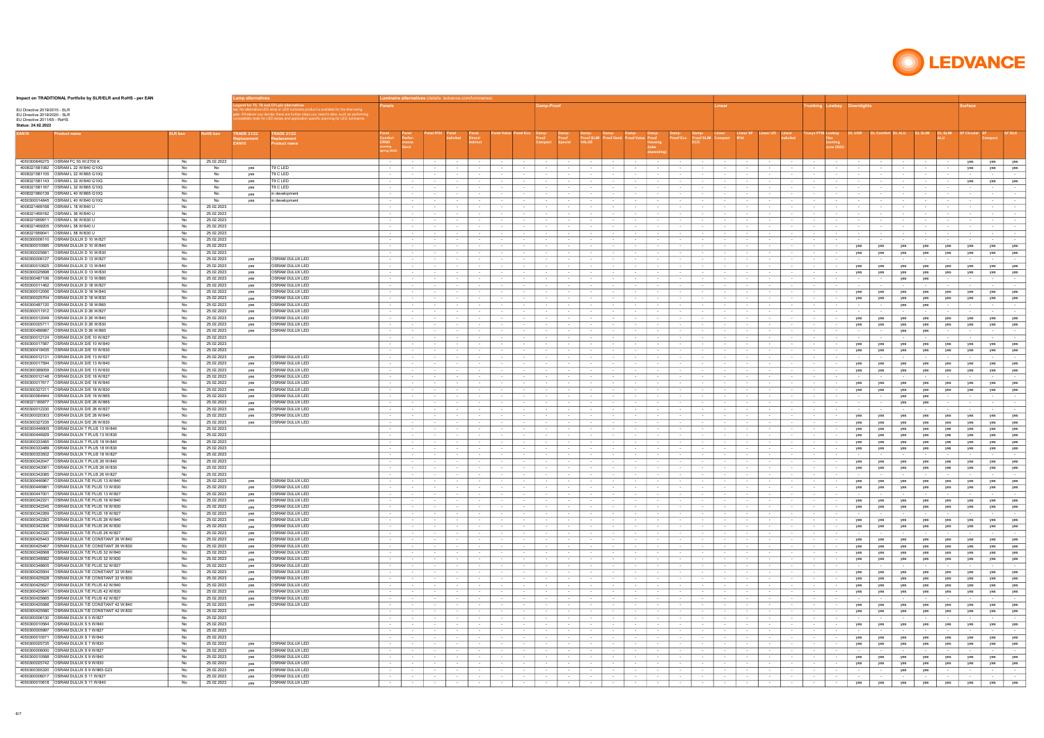**Impact on TRADITIONAL Portfolio by SLR/ELR and RoHS - per EAN**

EU Directive 2019/2015 - ELR
EU Directive 2019/2020 - SLR
EU Directive 2011/65 - RoHS
Status: 24.02.2022

**Lamp alternatives**

Legend for T5, T8 and CFLpin alternatives:
no: No alternative LED lamp or LED luminaire product is available for the time being.
yes: Whatever you decide, there are further steps you need to take, such as performing compatibility tests for LED lamps and application-specific planning for LED luminaires.

**Luminaire alternatives** (details: ledvance.com/luminaires)

| EAN10 | Product name | SLR ban | RoHS ban | TRADE 21/22 Replacement EAN10 | TRADE 21/22 Replacement Product name | Panels: Panel Comfort CRI90 (coming spring 2022) | Panel Performance Gen3 | Panel IP54 | Panel Indiviled | Panel Direct/ Indirect | Panel Value | Panel Eco | Damp-Proof: Damp-Proof Compact | Damp-Proof Special | Damp-Proof SLIM VALUE | Damp-Proof Gen2 | Damp-Proof Value | Damp-Proof Housing (tube depending) | Damp-Proof Eco | Damp-Proof SLIM ECO | Linear: Linear Compact | Linear SF IP44 | Linear UO | Linear Indiviled | Trunking: Truesys PFM | Lowbay: Lowbay Flex (coming June 2022) | Downlights: DL UGR | DL Comfort | DL ALU | DL SLIM | DL SLIM ALU | Surface: SF Circular | SF Compact | SF BLK |
|---|---|---|---|---|---|---|---|---|---|---|---|---|---|---|---|---|---|---|---|---|---|---|---|---|---|---|---|---|---|---|---|---|---|---|
| 4050300646275 | OSRAM FC 55 W/2700 K | No | 25.02.2023 | | | - | - | - | - | - | - | - | - | - | - | - | - | - | - | - | - | - | - | - | - | - | - | - | - | - | - | yes | yes | yes |
| 4008321581082 | OSRAM L 22 W/840 G10Q | No | No | yes | T9 C LED | - | - | - | - | - | - | - | - | - | - | - | - | - | - | - | - | - | - | - | - | - | - | - | - | - | - | yes | yes | yes |
| 4008321581105 | OSRAM L 22 W/865 G10Q | No | No | yes | T9 C LED | - | - | - | - | - | - | - | - | - | - | - | - | - | - | - | - | - | - | - | - | - | - | - | - | - | - | - | - | - |
| 4008321581143 | OSRAM L 32 W/840 G10Q | No | No | yes | T9 C LED | - | - | - | - | - | - | - | - | - | - | - | - | - | - | - | - | - | - | - | - | - | - | - | - | - | - | yes | yes | yes |
| 4008321581167 | OSRAM L 32 W/865 G10Q | No | No | yes | T9 C LED | - | - | - | - | - | - | - | - | - | - | - | - | - | - | - | - | - | - | - | - | - | - | - | - | - | - | - | - | - |
| 4008321960139 | OSRAM L 40 W/865 G10Q | No | No | yes | in development | - | - | - | - | - | - | - | - | - | - | - | - | - | - | - | - | - | - | - | - | - | - | - | - | - | - | - | - | - |
| 4050300014845 | OSRAM L 40 W/840 G10Q | No | No | yes | in development | - | - | - | - | - | - | - | - | - | - | - | - | - | - | - | - | - | - | - | - | - | - | - | - | - | - | - | - | - |
| 4008321469168 | OSRAM L 18 W/840 U | No | 25.02.2023 | | | - | - | - | - | - | - | - | - | - | - | - | - | - | - | - | - | - | - | - | - | - | - | - | - | - | - | - | - | - |
| 4008321469182 | OSRAM L 36 W/840 U | No | 25.02.2023 | | | - | - | - | - | - | - | - | - | - | - | - | - | - | - | - | - | - | - | - | - | - | - | - | - | - | - | - | - | - |
| 4008321959911 | OSRAM L 36 W/830 U | No | 25.02.2023 | | | - | - | - | - | - | - | - | - | - | - | - | - | - | - | - | - | - | - | - | - | - | - | - | - | - | - | - | - | - |
| 4008321469205 | OSRAM L 58 W/840 U | No | 25.02.2023 | | | - | - | - | - | - | - | - | - | - | - | - | - | - | - | - | - | - | - | - | - | - | - | - | - | - | - | - | - | - |
| 4008321959941 | OSRAM L 58 W/830 U | No | 25.02.2023 | | | - | - | - | - | - | - | - | - | - | - | - | - | - | - | - | - | - | - | - | - | - | - | - | - | - | - | - | - | - |
| 4050300008110 | OSRAM DULUX D 10 W/827 | No | 25.02.2023 | | | - | - | - | - | - | - | - | - | - | - | - | - | - | - | - | - | - | - | - | - | - | - | - | - | - | - | - | - | - |
| 4050300010595 | OSRAM DULUX D 10 W/840 | No | 25.02.2023 | | | - | - | - | - | - | - | - | - | - | - | - | - | - | - | - | - | - | - | - | - | - | yes | yes | yes | yes | yes | yes | yes | yes |
| 4050300025681 | OSRAM DULUX D 10 W/830 | No | 25.02.2023 | | | - | - | - | - | - | - | - | - | - | - | - | - | - | - | - | - | - | - | - | - | - | yes | yes | yes | yes | yes | yes | yes | yes |
| 4050300008127 | OSRAM DULUX D 13 W/827 | No | 25.02.2023 | yes | OSRAM DULUX LED | - | - | - | - | - | - | - | - | - | - | - | - | - | - | - | - | - | - | - | - | - | - | - | - | - | - | - | - | - |
| 4050300010625 | OSRAM DULUX D 13 W/840 | No | 25.02.2023 | yes | OSRAM DULUX LED | - | - | - | - | - | - | - | - | - | - | - | - | - | - | - | - | - | - | - | - | - | yes | yes | yes | yes | yes | yes | yes | yes |
| 4050300025698 | OSRAM DULUX D 13 W/830 | No | 25.02.2023 | yes | OSRAM DULUX LED | - | - | - | - | - | - | - | - | - | - | - | - | - | - | - | - | - | - | - | - | - | yes | yes | yes | yes | yes | yes | yes | yes |
| 4050300487106 | OSRAM DULUX D 13 W/865 | No | 25.02.2023 | yes | OSRAM DULUX LED | - | - | - | - | - | - | - | - | - | - | - | - | - | - | - | - | - | - | - | - | - | - | - | yes | yes | - | - | - | - |
| 4050300011462 | OSRAM DULUX D 18 W/827 | No | 25.02.2023 | yes | OSRAM DULUX LED | - | - | - | - | - | - | - | - | - | - | - | - | - | - | - | - | - | - | - | - | - | - | - | - | - | - | - | - | - |
| 4050300012056 | OSRAM DULUX D 18 W/840 | No | 25.02.2023 | yes | OSRAM DULUX LED | - | - | - | - | - | - | - | - | - | - | - | - | - | - | - | - | - | - | - | - | - | yes | yes | yes | yes | yes | yes | yes | yes |
| 4050300025704 | OSRAM DULUX D 18 W/830 | No | 25.02.2023 | yes | OSRAM DULUX LED | - | - | - | - | - | - | - | - | - | - | - | - | - | - | - | - | - | - | - | - | - | yes | yes | yes | yes | yes | yes | yes | yes |
| 4050300487120 | OSRAM DULUX D 18 W/865 | No | 25.02.2023 | yes | OSRAM DULUX LED | - | - | - | - | - | - | - | - | - | - | - | - | - | - | - | - | - | - | - | - | - | - | - | yes | yes | - | - | - | - |
| 4050300011912 | OSRAM DULUX D 26 W/827 | No | 25.02.2023 | yes | OSRAM DULUX LED | - | - | - | - | - | - | - | - | - | - | - | - | - | - | - | - | - | - | - | - | - | - | - | - | - | - | - | - | - |
| 4050300012049 | OSRAM DULUX D 26 W/840 | No | 25.02.2023 | yes | OSRAM DULUX LED | - | - | - | - | - | - | - | - | - | - | - | - | - | - | - | - | - | - | - | - | - | yes | yes | yes | yes | yes | yes | yes | yes |
| 4050300025711 | OSRAM DULUX D 26 W/830 | No | 25.02.2023 | yes | OSRAM DULUX LED | - | - | - | - | - | - | - | - | - | - | - | - | - | - | - | - | - | - | - | - | - | yes | yes | yes | yes | yes | yes | yes | yes |
| 4050300486987 | OSRAM DULUX D 26 W/865 | No | 25.02.2023 | yes | OSRAM DULUX LED | - | - | - | - | - | - | - | - | - | - | - | - | - | - | - | - | - | - | - | - | - | - | - | yes | yes | - | - | - | - |
| 4050300012124 | OSRAM DULUX D/E 10 W/827 | No | 25.02.2023 | | | - | - | - | - | - | - | - | - | - | - | - | - | - | - | - | - | - | - | - | - | - | - | - | - | - | - | - | - | - |
| 4050300017587 | OSRAM DULUX D/E 10 W/840 | No | 25.02.2023 | | | - | - | - | - | - | - | - | - | - | - | - | - | - | - | - | - | - | - | - | - | - | yes | yes | yes | yes | yes | yes | yes | yes |
| 4050300419435 | OSRAM DULUX D/E 10 W/830 | No | 25.02.2023 | | | - | - | - | - | - | - | - | - | - | - | - | - | - | - | - | - | - | - | - | - | - | yes | yes | yes | yes | yes | yes | yes | yes |
| 4050300012131 | OSRAM DULUX D/E 13 W/827 | No | 25.02.2023 | yes | OSRAM DULUX LED | - | - | - | - | - | - | - | - | - | - | - | - | - | - | - | - | - | - | - | - | - | - | - | - | - | - | - | - | - |
| 4050300017594 | OSRAM DULUX D/E 13 W/840 | No | 25.02.2023 | yes | OSRAM DULUX LED | - | - | - | - | - | - | - | - | - | - | - | - | - | - | - | - | - | - | - | - | - | yes | yes | yes | yes | yes | yes | yes | yes |
| 4050300389059 | OSRAM DULUX D/E 13 W/830 | No | 25.02.2023 | yes | OSRAM DULUX LED | - | - | - | - | - | - | - | - | - | - | - | - | - | - | - | - | - | - | - | - | - | yes | yes | yes | yes | yes | yes | yes | yes |
| 4050300012148 | OSRAM DULUX D/E 18 W/827 | No | 25.02.2023 | yes | OSRAM DULUX LED | - | - | - | - | - | - | - | - | - | - | - | - | - | - | - | - | - | - | - | - | - | - | - | - | - | - | - | - | - |
| 4050300017617 | OSRAM DULUX D/E 18 W/840 | No | 25.02.2023 | yes | OSRAM DULUX LED | - | - | - | - | - | - | - | - | - | - | - | - | - | - | - | - | - | - | - | - | - | yes | yes | yes | yes | yes | yes | yes | yes |
| 4050300327211 | OSRAM DULUX D/E 18 W/830 | No | 25.02.2023 | yes | OSRAM DULUX LED | - | - | - | - | - | - | - | - | - | - | - | - | - | - | - | - | - | - | - | - | - | yes | yes | yes | yes | yes | yes | yes | yes |
| 4050300584944 | OSRAM DULUX D/E 18 W/865 | No | 25.02.2023 | yes | OSRAM DULUX LED | - | - | - | - | - | - | - | - | - | - | - | - | - | - | - | - | - | - | - | - | - | - | - | yes | yes | - | - | - | - |
| 4008321185877 | OSRAM DULUX D/E 26 W/865 | No | 25.02.2023 | yes | OSRAM DULUX LED | - | - | - | - | - | - | - | - | - | - | - | - | - | - | - | - | - | - | - | - | - | - | - | yes | yes | - | - | - | - |
| 4050300012230 | OSRAM DULUX D/E 26 W/827 | No | 25.02.2023 | yes | OSRAM DULUX LED | - | - | - | - | - | - | - | - | - | - | - | - | - | - | - | - | - | - | - | - | - | - | - | - | - | - | - | - | - |
| 4050300020303 | OSRAM DULUX D/E 26 W/840 | No | 25.02.2023 | yes | OSRAM DULUX LED | - | - | - | - | - | - | - | - | - | - | - | - | - | - | - | - | - | - | - | - | - | yes | yes | yes | yes | yes | yes | yes | yes |
| 4050300327235 | OSRAM DULUX D/E 26 W/830 | No | 25.02.2023 | yes | OSRAM DULUX LED | - | - | - | - | - | - | - | - | - | - | - | - | - | - | - | - | - | - | - | - | - | yes | yes | yes | yes | yes | yes | yes | yes |
| 4050300446905 | OSRAM DULUX T PLUS 13 W/840 | No | 25.02.2023 | | | - | - | - | - | - | - | - | - | - | - | - | - | - | - | - | - | - | - | - | - | - | yes | yes | yes | yes | yes | yes | yes | yes |
| 4050300446929 | OSRAM DULUX T PLUS 13 W/830 | No | 25.02.2023 | | | - | - | - | - | - | - | - | - | - | - | - | - | - | - | - | - | - | - | - | - | - | yes | yes | yes | yes | yes | yes | yes | yes |
| 4050300333465 | OSRAM DULUX T PLUS 18 W/840 | No | 25.02.2023 | | | - | - | - | - | - | - | - | - | - | - | - | - | - | - | - | - | - | - | - | - | - | yes | yes | yes | yes | yes | yes | yes | yes |
| 4050300333489 | OSRAM DULUX T PLUS 18 W/830 | No | 25.02.2023 | | | - | - | - | - | - | - | - | - | - | - | - | - | - | - | - | - | - | - | - | - | - | yes | yes | yes | yes | yes | yes | yes | yes |
| 4050300333502 | OSRAM DULUX T PLUS 18 W/827 | No | 25.02.2023 | | | - | - | - | - | - | - | - | - | - | - | - | - | - | - | - | - | - | - | - | - | - | - | - | - | - | - | - | - | - |
| 4050300342047 | OSRAM DULUX T PLUS 26 W/840 | No | 25.02.2023 | | | - | - | - | - | - | - | - | - | - | - | - | - | - | - | - | - | - | - | - | - | - | yes | yes | yes | yes | yes | yes | yes | yes |
| 4050300342061 | OSRAM DULUX T PLUS 26 W/830 | No | 25.02.2023 | | | - | - | - | - | - | - | - | - | - | - | - | - | - | - | - | - | - | - | - | - | - | yes | yes | yes | yes | yes | yes | yes | yes |
| 4050300342085 | OSRAM DULUX T PLUS 26 W/827 | No | 25.02.2023 | | | - | - | - | - | - | - | - | - | - | - | - | - | - | - | - | - | - | - | - | - | - | - | - | - | - | - | - | - | - |
| 4050300446967 | OSRAM DULUX T/E PLUS 13 W/840 | No | 25.02.2023 | yes | OSRAM DULUX LED | - | - | - | - | - | - | - | - | - | - | - | - | - | - | - | - | - | - | - | - | - | yes | yes | yes | yes | yes | yes | yes | yes |
| 4050300446981 | OSRAM DULUX T/E PLUS 13 W/830 | No | 25.02.2023 | yes | OSRAM DULUX LED | - | - | - | - | - | - | - | - | - | - | - | - | - | - | - | - | - | - | - | - | - | yes | yes | yes | yes | yes | yes | yes | yes |
| 4050300447001 | OSRAM DULUX T/E PLUS 13 W/827 | No | 25.02.2023 | yes | OSRAM DULUX LED | - | - | - | - | - | - | - | - | - | - | - | - | - | - | - | - | - | - | - | - | - | - | - | - | - | - | - | - | - |
| 4050300342221 | OSRAM DULUX T/E PLUS 18 W/840 | No | 25.02.2023 | yes | OSRAM DULUX LED | - | - | - | - | - | - | - | - | - | - | - | - | - | - | - | - | - | - | - | - | - | yes | yes | yes | yes | yes | yes | yes | yes |
| 4050300342245 | OSRAM DULUX T/E PLUS 18 W/830 | No | 25.02.2023 | yes | OSRAM DULUX LED | - | - | - | - | - | - | - | - | - | - | - | - | - | - | - | - | - | - | - | - | - | yes | yes | yes | yes | yes | yes | yes | yes |
| 4050300342269 | OSRAM DULUX T/E PLUS 18 W/827 | No | 25.02.2023 | yes | OSRAM DULUX LED | - | - | - | - | - | - | - | - | - | - | - | - | - | - | - | - | - | - | - | - | - | - | - | - | - | - | - | - | - |
| 4050300342283 | OSRAM DULUX T/E PLUS 26 W/840 | No | 25.02.2023 | yes | OSRAM DULUX LED | - | - | - | - | - | - | - | - | - | - | - | - | - | - | - | - | - | - | - | - | - | yes | yes | yes | yes | yes | yes | yes | yes |
| 4050300342306 | OSRAM DULUX T/E PLUS 26 W/830 | No | 25.02.2023 | yes | OSRAM DULUX LED | - | - | - | - | - | - | - | - | - | - | - | - | - | - | - | - | - | - | - | - | - | yes | yes | yes | yes | yes | yes | yes | yes |
| 4050300342320 | OSRAM DULUX T/E PLUS 26 W/827 | No | 25.02.2023 | yes | OSRAM DULUX LED | - | - | - | - | - | - | - | - | - | - | - | - | - | - | - | - | - | - | - | - | - | - | - | - | - | - | - | - | - |
| 4050300425443 | OSRAM DULUX T/E CONSTANT 26 W/840 | No | 25.02.2023 | yes | OSRAM DULUX LED | - | - | - | - | - | - | - | - | - | - | - | - | - | - | - | - | - | - | - | - | - | yes | yes | yes | yes | yes | yes | yes | yes |
| 4050300425467 | OSRAM DULUX T/E CONSTANT 26 W/830 | No | 25.02.2023 | yes | OSRAM DULUX LED | - | - | - | - | - | - | - | - | - | - | - | - | - | - | - | - | - | - | - | - | - | yes | yes | yes | yes | yes | yes | yes | yes |
| 4050300348568 | OSRAM DULUX T/E PLUS 32 W/840 | No | 25.02.2023 | yes | OSRAM DULUX LED | - | - | - | - | - | - | - | - | - | - | - | - | - | - | - | - | - | - | - | - | - | yes | yes | yes | yes | yes | yes | yes | yes |
| 4050300348582 | OSRAM DULUX T/E PLUS 32 W/830 | No | 25.02.2023 | yes | OSRAM DULUX LED | - | - | - | - | - | - | - | - | - | - | - | - | - | - | - | - | - | - | - | - | - | yes | yes | yes | yes | yes | yes | yes | yes |
| 4050300348605 | OSRAM DULUX T/E PLUS 32 W/827 | No | 25.02.2023 | yes | OSRAM DULUX LED | - | - | - | - | - | - | - | - | - | - | - | - | - | - | - | - | - | - | - | - | - | - | - | - | - | - | - | - | - |
| 4050300425504 | OSRAM DULUX T/E CONSTANT 32 W/840 | No | 25.02.2023 | yes | OSRAM DULUX LED | - | - | - | - | - | - | - | - | - | - | - | - | - | - | - | - | - | - | - | - | - | yes | yes | yes | yes | yes | yes | yes | yes |
| 4050300425528 | OSRAM DULUX T/E CONSTANT 32 W/830 | No | 25.02.2023 | yes | OSRAM DULUX LED | - | - | - | - | - | - | - | - | - | - | - | - | - | - | - | - | - | - | - | - | - | yes | yes | yes | yes | yes | yes | yes | yes |
| 4050300425627 | OSRAM DULUX T/E PLUS 42 W/840 | No | 25.02.2023 | yes | OSRAM DULUX LED | - | - | - | - | - | - | - | - | - | - | - | - | - | - | - | - | - | - | - | - | - | yes | yes | yes | yes | yes | yes | yes | yes |
| 4050300425641 | OSRAM DULUX T/E PLUS 42 W/830 | No | 25.02.2023 | yes | OSRAM DULUX LED | - | - | - | - | - | - | - | - | - | - | - | - | - | - | - | - | - | - | - | - | - | yes | yes | yes | yes | yes | yes | yes | yes |
| 4050300425665 | OSRAM DULUX T/E PLUS 42 W/827 | No | 25.02.2023 | yes | OSRAM DULUX LED | - | - | - | - | - | - | - | - | - | - | - | - | - | - | - | - | - | - | - | - | - | - | - | - | - | - | - | - | - |
| 4050300425566 | OSRAM DULUX T/E CONSTANT 42 W/840 | No | 25.02.2023 | yes | OSRAM DULUX LED | - | - | - | - | - | - | - | - | - | - | - | - | - | - | - | - | - | - | - | - | - | yes | yes | yes | yes | yes | yes | yes | yes |
| 4050300425580 | OSRAM DULUX T/E CONSTANT 42 W/830 | No | 25.02.2023 | | | - | - | - | - | - | - | - | - | - | - | - | - | - | - | - | - | - | - | - | - | - | yes | yes | yes | yes | yes | yes | yes | yes |
| 4050300008130 | OSRAM DULUX S 5 W/827 | No | 25.02.2023 | | | - | - | - | - | - | - | - | - | - | - | - | - | - | - | - | - | - | - | - | - | - | - | - | - | - | - | - | - | - |
| 4050300010564 | OSRAM DULUX S 5 W/840 | No | 25.02.2023 | | | - | - | - | - | - | - | - | - | - | - | - | - | - | - | - | - | - | - | - | - | - | yes | yes | yes | yes | yes | yes | yes | yes |
| 4050300005997 | OSRAM DULUX S 7 W/827 | No | 25.02.2023 | | | - | - | - | - | - | - | - | - | - | - | - | - | - | - | - | - | - | - | - | - | - | - | - | - | - | - | - | - | - |
| 4050300010571 | OSRAM DULUX S 7 W/840 | No | 25.02.2023 | | | - | - | - | - | - | - | - | - | - | - | - | - | - | - | - | - | - | - | - | - | - | yes | yes | yes | yes | yes | yes | yes | yes |
| 4050300025735 | OSRAM DULUX S 7 W/830 | No | 25.02.2023 | yes | OSRAM DULUX LED | - | - | - | - | - | - | - | - | - | - | - | - | - | - | - | - | - | - | - | - | - | yes | yes | yes | yes | yes | yes | yes | yes |
| 4050300006000 | OSRAM DULUX S 9 W/827 | No | 25.02.2023 | yes | OSRAM DULUX LED | - | - | - | - | - | - | - | - | - | - | - | - | - | - | - | - | - | - | - | - | - | - | - | - | - | - | - | - | - |
| 4050300010588 | OSRAM DULUX S 9 W/840 | No | 25.02.2023 | yes | OSRAM DULUX LED | - | - | - | - | - | - | - | - | - | - | - | - | - | - | - | - | - | - | - | - | - | yes | yes | yes | yes | yes | yes | yes | yes |
| 4050300025742 | OSRAM DULUX S 9 W/830 | No | 25.02.2023 | yes | OSRAM DULUX LED | - | - | - | - | - | - | - | - | - | - | - | - | - | - | - | - | - | - | - | - | - | yes | yes | yes | yes | yes | yes | yes | yes |
| 4050300355320 | OSRAM DULUX S 9 W/865 G23 | No | 25.02.2023 | yes | OSRAM DULUX LED | - | - | - | - | - | - | - | - | - | - | - | - | - | - | - | - | - | - | - | - | - | - | - | yes | yes | - | - | - | - |
| 4050300006017 | OSRAM DULUX S 11 W/827 | No | 25.02.2023 | yes | OSRAM DULUX LED | - | - | - | - | - | - | - | - | - | - | - | - | - | - | - | - | - | - | - | - | - | - | - | - | - | - | - | - | - |
| 4050300010618 | OSRAM DULUX S 11 W/840 | No | 25.02.2023 | yes | OSRAM DULUX LED | - | - | - | - | - | - | - | - | - | - | - | - | - | - | - | - | - | - | - | - | - | yes | yes | yes | yes | yes | yes | yes | yes |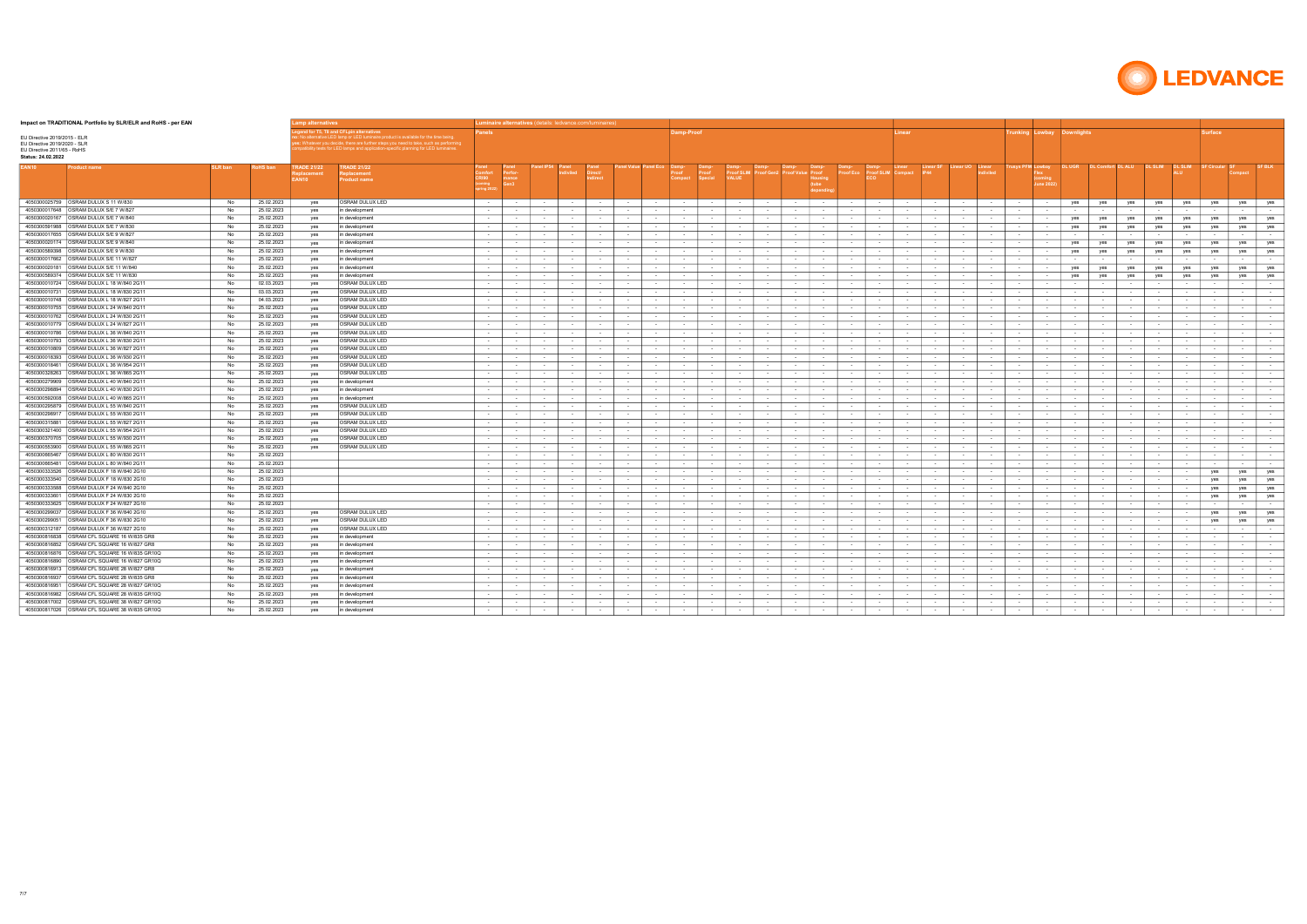**Impact on TRADITIONAL Portfolio by SLR/ELR and RoHS - per EAN**

EU Directive 2019/2015 - ELR
EU Directive 2019/2020 - SLR
EU Directive 2011/65 - RoHS
**Status: 24.02.2022**

**Lamp alternatives**

Legend for T5, T8 and CFLpin alternatives:
no: No alternative LED lamp or LED luminaire product is available for the time being.
yes: Whatever you decide, there are further steps you need to take, such as performing compatibility tests for LED lamps and application-specific planning for LED luminaires.

**Luminaire alternatives** (details: ledvance.com/luminaires)

| | | | | Lamp alternatives | | Panels | | | | | | | Damp-Proof | | | | | | | | Linear | | | | Trunking | Lowbay | Downlights | | | | | Surface | | |
|---|---|---|---|---|---|---|---|---|---|---|---|---|---|---|---|---|---|---|---|---|---|---|---|---|---|---|---|---|---|---|---|---|---|---|
| EAN10 | Product name | SLR ban | RoHS ban | TRADE 21/22 Replacement EAN10 | TRADE 21/22 Replacement Product name | Panel Comfort CRI90 (coming spring 2023) | Panel Performance Gen3 | Panel IP54 | Panel Indiviled | Panel Direct/Indirect | Panel Value | Panel Eco | Damp-Proof Compact | Damp-Proof Special | Damp-Proof SLIM VALUE | Damp-Proof Gen2 | Damp-Proof Value | Damp-Proof Housing (tube depending) | Damp-Proof Eco | Damp-Proof SLIM ECO | Linear Compact | Linear SF IP44 | Linear UO | Linear Indiviled | Truesys PFM | Lowbay Flex (coming June 2022) | DL UGR | DL Comfort | DL ALU | DL SLIM | DL SLIM ALU | SF Circular | SF Compact | SF BLK |
| 4050300025759 | OSRAM DULUX S 11 W/830 | No | 25.02.2023 | yes | OSRAM DULUX LED | - | - | - | - | - | - | - | - | - | - | - | - | - | - | - | - | - | - | - | - | - | yes | yes | yes | yes | yes | yes | yes | yes |
| 4050300017648 | OSRAM DULUX S/E 7 W/827 | No | 25.02.2023 | yes | in development | - | - | - | - | - | - | - | - | - | - | - | - | - | - | - | - | - | - | - | - | - | - | - | - | - | - | - | - | - |
| 4050300020167 | OSRAM DULUX S/E 7 W/840 | No | 25.02.2023 | yes | in development | - | - | - | - | - | - | - | - | - | - | - | - | - | - | - | - | - | - | - | - | - | yes | yes | yes | yes | yes | yes | yes | yes |
| 4050300591988 | OSRAM DULUX S/E 7 W/830 | No | 25.02.2023 | yes | in development | - | - | - | - | - | - | - | - | - | - | - | - | - | - | - | - | - | - | - | - | - | yes | yes | yes | yes | yes | yes | yes | yes |
| 4050300017655 | OSRAM DULUX S/E 9 W/827 | No | 25.02.2023 | yes | in development | - | - | - | - | - | - | - | - | - | - | - | - | - | - | - | - | - | - | - | - | - | - | - | - | - | - | - | - | - |
| 4050300020174 | OSRAM DULUX S/E 9 W/840 | No | 25.02.2023 | yes | in development | - | - | - | - | - | - | - | - | - | - | - | - | - | - | - | - | - | - | - | - | - | yes | yes | yes | yes | yes | yes | yes | yes |
| 4050300589398 | OSRAM DULUX S/E 9 W/830 | No | 25.02.2023 | yes | in development | - | - | - | - | - | - | - | - | - | - | - | - | - | - | - | - | - | - | - | - | - | yes | yes | yes | yes | yes | yes | yes | yes |
| 4050300017662 | OSRAM DULUX S/E 11 W/827 | No | 25.02.2023 | yes | in development | - | - | - | - | - | - | - | - | - | - | - | - | - | - | - | - | - | - | - | - | - | - | - | - | - | - | - | - | - |
| 4050300020181 | OSRAM DULUX S/E 11 W/840 | No | 25.02.2023 | yes | in development | - | - | - | - | - | - | - | - | - | - | - | - | - | - | - | - | - | - | - | - | - | yes | yes | yes | yes | yes | yes | yes | yes |
| 4050300589374 | OSRAM DULUX S/E 11 W/830 | No | 25.02.2023 | yes | in development | - | - | - | - | - | - | - | - | - | - | - | - | - | - | - | - | - | - | - | - | - | yes | yes | yes | yes | yes | yes | yes | yes |
| 4050300010724 | OSRAM DULUX L 18 W/840 2G11 | No | 02.03.2023 | yes | OSRAM DULUX LED | - | - | - | - | - | - | - | - | - | - | - | - | - | - | - | - | - | - | - | - | - | - | - | - | - | - | - | - | - |
| 4050300010731 | OSRAM DULUX L 18 W/830 2G11 | No | 03.03.2023 | yes | OSRAM DULUX LED | - | - | - | - | - | - | - | - | - | - | - | - | - | - | - | - | - | - | - | - | - | - | - | - | - | - | - | - | - |
| 4050300010748 | OSRAM DULUX L 18 W/827 2G11 | No | 04.03.2023 | yes | OSRAM DULUX LED | - | - | - | - | - | - | - | - | - | - | - | - | - | - | - | - | - | - | - | - | - | - | - | - | - | - | - | - | - |
| 4050300010755 | OSRAM DULUX L 24 W/840 2G11 | No | 25.02.2023 | yes | OSRAM DULUX LED | - | - | - | - | - | - | - | - | - | - | - | - | - | - | - | - | - | - | - | - | - | - | - | - | - | - | - | - | - |
| 4050300010762 | OSRAM DULUX L 24 W/830 2G11 | No | 25.02.2023 | yes | OSRAM DULUX LED | - | - | - | - | - | - | - | - | - | - | - | - | - | - | - | - | - | - | - | - | - | - | - | - | - | - | - | - | - |
| 4050300010779 | OSRAM DULUX L 24 W/827 2G11 | No | 25.02.2023 | yes | OSRAM DULUX LED | - | - | - | - | - | - | - | - | - | - | - | - | - | - | - | - | - | - | - | - | - | - | - | - | - | - | - | - | - |
| 4050300010786 | OSRAM DULUX L 36 W/840 2G11 | No | 25.02.2023 | yes | OSRAM DULUX LED | - | - | - | - | - | - | - | - | - | - | - | - | - | - | - | - | - | - | - | - | - | - | - | - | - | - | - | - | - |
| 4050300010793 | OSRAM DULUX L 36 W/830 2G11 | No | 25.02.2023 | yes | OSRAM DULUX LED | - | - | - | - | - | - | - | - | - | - | - | - | - | - | - | - | - | - | - | - | - | - | - | - | - | - | - | - | - |
| 4050300010809 | OSRAM DULUX L 36 W/827 2G11 | No | 25.02.2023 | yes | OSRAM DULUX LED | - | - | - | - | - | - | - | - | - | - | - | - | - | - | - | - | - | - | - | - | - | - | - | - | - | - | - | - | - |
| 4050300018393 | OSRAM DULUX L 36 W/930 2G11 | No | 25.02.2023 | yes | OSRAM DULUX LED | - | - | - | - | - | - | - | - | - | - | - | - | - | - | - | - | - | - | - | - | - | - | - | - | - | - | - | - | - |
| 4050300018461 | OSRAM DULUX L 36 W/954 2G11 | No | 25.02.2023 | yes | OSRAM DULUX LED | - | - | - | - | - | - | - | - | - | - | - | - | - | - | - | - | - | - | - | - | - | - | - | - | - | - | - | - | - |
| 4050300328263 | OSRAM DULUX L 36 W/865 2G11 | No | 25.02.2023 | yes | OSRAM DULUX LED | - | - | - | - | - | - | - | - | - | - | - | - | - | - | - | - | - | - | - | - | - | - | - | - | - | - | - | - | - |
| 4050300279699 | OSRAM DULUX L 40 W/840 2G11 | No | 25.02.2023 | yes | in development | - | - | - | - | - | - | - | - | - | - | - | - | - | - | - | - | - | - | - | - | - | - | - | - | - | - | - | - | - |
| 4050300298894 | OSRAM DULUX L 40 W/830 2G11 | No | 25.02.2023 | yes | in development | - | - | - | - | - | - | - | - | - | - | - | - | - | - | - | - | - | - | - | - | - | - | - | - | - | - | - | - | - |
| 4050300592008 | OSRAM DULUX L 40 W/865 2G11 | No | 25.02.2023 | yes | in development | - | - | - | - | - | - | - | - | - | - | - | - | - | - | - | - | - | - | - | - | - | - | - | - | - | - | - | - | - |
| 4050300295879 | OSRAM DULUX L 55 W/840 2G11 | No | 25.02.2023 | yes | OSRAM DULUX LED | - | - | - | - | - | - | - | - | - | - | - | - | - | - | - | - | - | - | - | - | - | - | - | - | - | - | - | - | - |
| 4050300298917 | OSRAM DULUX L 55 W/830 2G11 | No | 25.02.2023 | yes | OSRAM DULUX LED | - | - | - | - | - | - | - | - | - | - | - | - | - | - | - | - | - | - | - | - | - | - | - | - | - | - | - | - | - |
| 4050300315861 | OSRAM DULUX L 55 W/827 2G11 | No | 25.02.2023 | yes | OSRAM DULUX LED | - | - | - | - | - | - | - | - | - | - | - | - | - | - | - | - | - | - | - | - | - | - | - | - | - | - | - | - | - |
| 4050300321400 | OSRAM DULUX L 55 W/954 2G11 | No | 25.02.2023 | yes | OSRAM DULUX LED | - | - | - | - | - | - | - | - | - | - | - | - | - | - | - | - | - | - | - | - | - | - | - | - | - | - | - | - | - |
| 4050300370705 | OSRAM DULUX L 55 W/930 2G11 | No | 25.02.2023 | yes | OSRAM DULUX LED | - | - | - | - | - | - | - | - | - | - | - | - | - | - | - | - | - | - | - | - | - | - | - | - | - | - | - | - | - |
| 4050300553900 | OSRAM DULUX L 55 W/865 2G11 | No | 25.02.2023 | yes | OSRAM DULUX LED | - | - | - | - | - | - | - | - | - | - | - | - | - | - | - | - | - | - | - | - | - | - | - | - | - | - | - | - | - |
| 4050300665467 | OSRAM DULUX L 80 W/830 2G11 | No | 25.02.2023 | | | - | - | - | - | - | - | - | - | - | - | - | - | - | - | - | - | - | - | - | - | - | - | - | - | - | - | - | - | - |
| 4050300665481 | OSRAM DULUX L 80 W/840 2G11 | No | 25.02.2023 | | | - | - | - | - | - | - | - | - | - | - | - | - | - | - | - | - | - | - | - | - | - | - | - | - | - | - | - | - | - |
| 4050300333526 | OSRAM DULUX F 18 W/840 2G10 | No | 25.02.2023 | | | - | - | - | - | - | - | - | - | - | - | - | - | - | - | - | - | - | - | - | - | - | - | - | - | - | - | yes | yes | yes |
| 4050300333540 | OSRAM DULUX F 18 W/830 2G10 | No | 25.02.2023 | | | - | - | - | - | - | - | - | - | - | - | - | - | - | - | - | - | - | - | - | - | - | - | - | - | - | - | yes | yes | yes |
| 4050300333588 | OSRAM DULUX F 24 W/840 2G10 | No | 25.02.2023 | | | - | - | - | - | - | - | - | - | - | - | - | - | - | - | - | - | - | - | - | - | - | - | - | - | - | - | yes | yes | yes |
| 4050300333601 | OSRAM DULUX F 24 W/830 2G10 | No | 25.02.2023 | | | - | - | - | - | - | - | - | - | - | - | - | - | - | - | - | - | - | - | - | - | - | - | - | - | - | - | yes | yes | yes |
| 4050300333625 | OSRAM DULUX F 24 W/827 2G10 | No | 25.02.2023 | | | - | - | - | - | - | - | - | - | - | - | - | - | - | - | - | - | - | - | - | - | - | - | - | - | - | - | - | - | - |
| 4050300299037 | OSRAM DULUX F 36 W/840 2G10 | No | 25.02.2023 | yes | OSRAM DULUX LED | - | - | - | - | - | - | - | - | - | - | - | - | - | - | - | - | - | - | - | - | - | - | - | - | - | - | yes | yes | yes |
| 4050300299051 | OSRAM DULUX F 36 W/830 2G10 | No | 25.02.2023 | yes | OSRAM DULUX LED | - | - | - | - | - | - | - | - | - | - | - | - | - | - | - | - | - | - | - | - | - | - | - | - | - | - | yes | yes | yes |
| 4050300312187 | OSRAM DULUX F 36 W/827 2G10 | No | 25.02.2023 | yes | OSRAM DULUX LED | - | - | - | - | - | - | - | - | - | - | - | - | - | - | - | - | - | - | - | - | - | - | - | - | - | - | - | - | - |
| 4050300816838 | OSRAM CFL SQUARE 16 W/835 GR8 | No | 25.02.2023 | yes | in development | - | - | - | - | - | - | - | - | - | - | - | - | - | - | - | - | - | - | - | - | - | - | - | - | - | - | - | - | - |
| 4050300816852 | OSRAM CFL SQUARE 16 W/827 GR8 | No | 25.02.2023 | yes | in development | - | - | - | - | - | - | - | - | - | - | - | - | - | - | - | - | - | - | - | - | - | - | - | - | - | - | - | - | - |
| 4050300816876 | OSRAM CFL SQUARE 16 W/835 GR10Q | No | 25.02.2023 | yes | in development | - | - | - | - | - | - | - | - | - | - | - | - | - | - | - | - | - | - | - | - | - | - | - | - | - | - | - | - | - |
| 4050300816890 | OSRAM CFL SQUARE 16 W/827 GR10Q | No | 25.02.2023 | yes | in development | - | - | - | - | - | - | - | - | - | - | - | - | - | - | - | - | - | - | - | - | - | - | - | - | - | - | - | - | - |
| 4050300816913 | OSRAM CFL SQUARE 28 W/827 GR8 | No | 25.02.2023 | yes | in development | - | - | - | - | - | - | - | - | - | - | - | - | - | - | - | - | - | - | - | - | - | - | - | - | - | - | - | - | - |
| 4050300816937 | OSRAM CFL SQUARE 28 W/835 GR8 | No | 25.02.2023 | yes | in development | - | - | - | - | - | - | - | - | - | - | - | - | - | - | - | - | - | - | - | - | - | - | - | - | - | - | - | - | - |
| 4050300816951 | OSRAM CFL SQUARE 28 W/827 GR10Q | No | 25.02.2023 | yes | in development | - | - | - | - | - | - | - | - | - | - | - | - | - | - | - | - | - | - | - | - | - | - | - | - | - | - | - | - | - |
| 4050300816982 | OSRAM CFL SQUARE 28 W/835 GR10Q | No | 25.02.2023 | yes | in development | - | - | - | - | - | - | - | - | - | - | - | - | - | - | - | - | - | - | - | - | - | - | - | - | - | - | - | - | - |
| 4050300817002 | OSRAM CFL SQUARE 38 W/827 GR10Q | No | 25.02.2023 | yes | in development | - | - | - | - | - | - | - | - | - | - | - | - | - | - | - | - | - | - | - | - | - | - | - | - | - | - | - | - | - |
| 4050300817026 | OSRAM CFL SQUARE 38 W/835 GR10Q | No | 25.02.2023 | yes | in development | - | - | - | - | - | - | - | - | - | - | - | - | - | - | - | - | - | - | - | - | - | - | - | - | - | - | - | - | - |